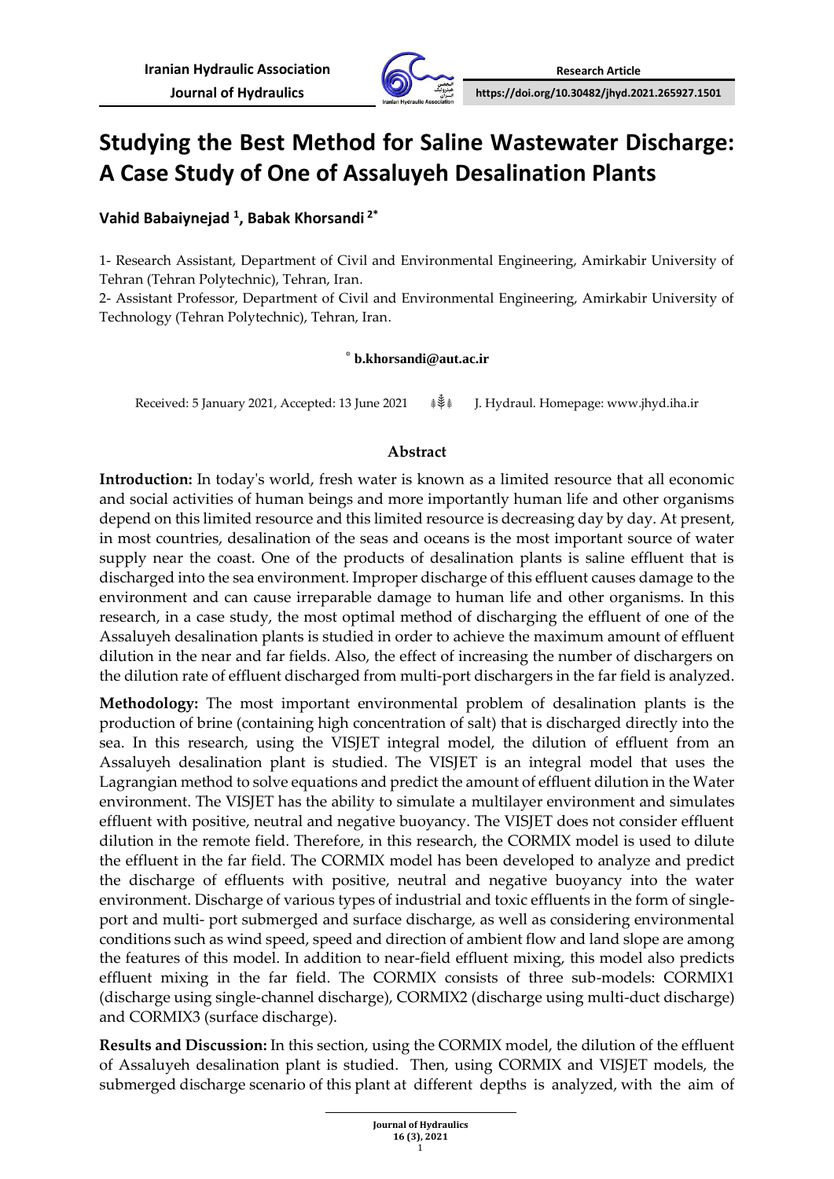Iranian Hydraulic Association

Journal of Hydraulics

Research Article

https://doi.org/10.30482/jhyd.2021.265927.1501

# Studying the Best Method for Saline Wastewater Discharge: A Case Study of One of Assaluyeh Desalination Plants

**Vahid Babaiynejad [1], Babak Khorsandi [2*]**

1- Research Assistant, Department of Civil and Environmental Engineering, Amirkabir University of Tehran (Tehran Polytechnic), Tehran, Iran.

2- Assistant Professor, Department of Civil and Environmental Engineering, Amirkabir University of Technology (Tehran Polytechnic), Tehran, Iran.

[*] **b.khorsandi@aut.ac.ir**

Received: 5 January 2021, Accepted: 13 June 2021 J. Hydraul. Homepage: www.jhyd.iha.ir

## Abstract

**Introduction:** In today's world, fresh water is known as a limited resource that all economic and social activities of human beings and more importantly human life and other organisms depend on this limited resource and this limited resource is decreasing day by day. At present, in most countries, desalination of the seas and oceans is the most important source of water supply near the coast. One of the products of desalination plants is saline effluent that is discharged into the sea environment. Improper discharge of this effluent causes damage to the environment and can cause irreparable damage to human life and other organisms. In this research, in a case study, the most optimal method of discharging the effluent of one of the Assaluyeh desalination plants is studied in order to achieve the maximum amount of effluent dilution in the near and far fields. Also, the effect of increasing the number of dischargers on the dilution rate of effluent discharged from multi-port dischargers in the far field is analyzed.

**Methodology:** The most important environmental problem of desalination plants is the production of brine (containing high concentration of salt) that is discharged directly into the sea. In this research, using the VISJET integral model, the dilution of effluent from an Assaluyeh desalination plant is studied. The VISJET is an integral model that uses the Lagrangian method to solve equations and predict the amount of effluent dilution in the Water environment. The VISJET has the ability to simulate a multilayer environment and simulates effluent with positive, neutral and negative buoyancy. The VISJET does not consider effluent dilution in the remote field. Therefore, in this research, the CORMIX model is used to dilute the effluent in the far field. The CORMIX model has been developed to analyze and predict the discharge of effluents with positive, neutral and negative buoyancy into the water environment. Discharge of various types of industrial and toxic effluents in the form of single-port and multi- port submerged and surface discharge, as well as considering environmental conditions such as wind speed, speed and direction of ambient flow and land slope are among the features of this model. In addition to near-field effluent mixing, this model also predicts effluent mixing in the far field. The CORMIX consists of three sub-models: CORMIX1 (discharge using single-channel discharge), CORMIX2 (discharge using multi-duct discharge) and CORMIX3 (surface discharge).

**Results and Discussion:** In this section, using the CORMIX model, the dilution of the effluent of Assaluyeh desalination plant is studied. Then, using CORMIX and VISJET models, the submerged discharge scenario of this plant at different depths is analyzed, with the aim of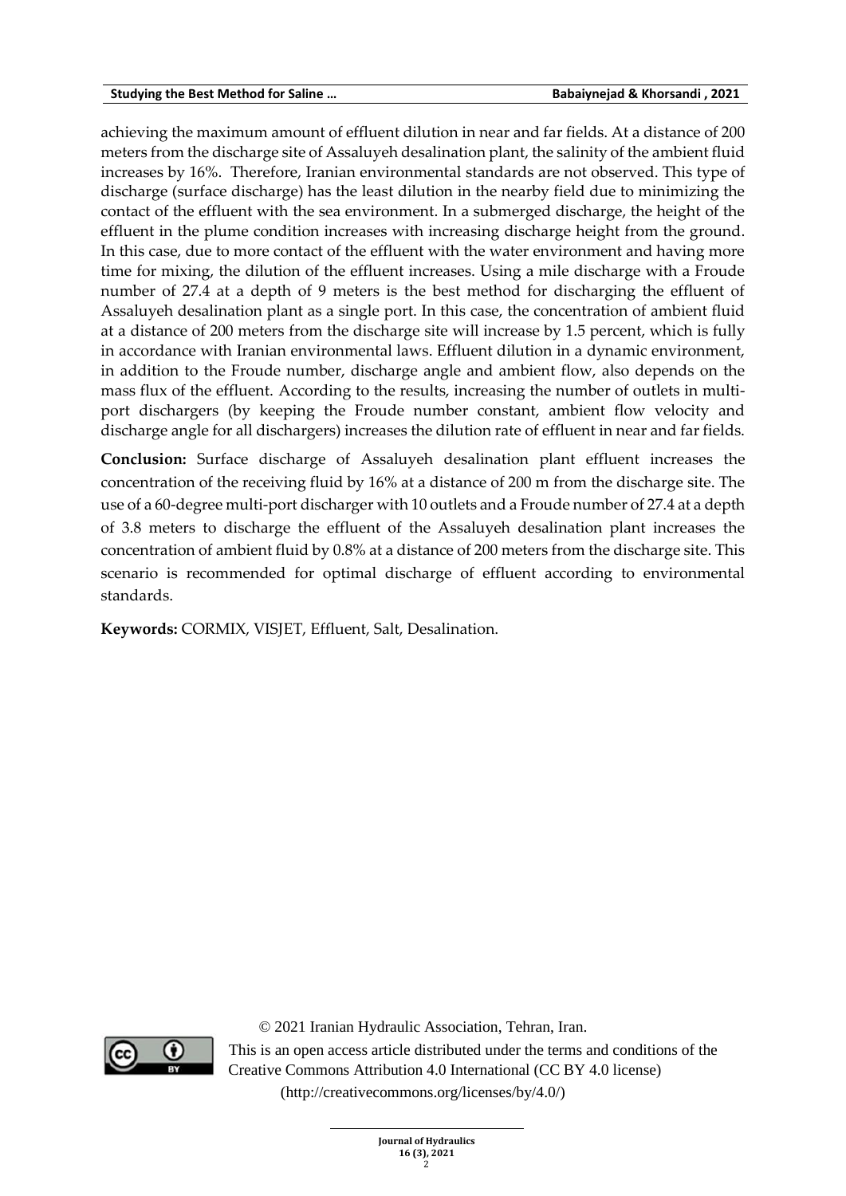achieving the maximum amount of effluent dilution in near and far fields. At a distance of 200 meters from the discharge site of Assaluyeh desalination plant, the salinity of the ambient fluid increases by 16%. Therefore, Iranian environmental standards are not observed. This type of discharge (surface discharge) has the least dilution in the nearby field due to minimizing the contact of the effluent with the sea environment. In a submerged discharge, the height of the effluent in the plume condition increases with increasing discharge height from the ground. In this case, due to more contact of the effluent with the water environment and having more time for mixing, the dilution of the effluent increases. Using a mile discharge with a Froude number of 27.4 at a depth of 9 meters is the best method for discharging the effluent of Assaluyeh desalination plant as a single port. In this case, the concentration of ambient fluid at a distance of 200 meters from the discharge site will increase by 1.5 percent, which is fully in accordance with Iranian environmental laws. Effluent dilution in a dynamic environment, in addition to the Froude number, discharge angle and ambient flow, also depends on the mass flux of the effluent. According to the results, increasing the number of outlets in multi-port dischargers (by keeping the Froude number constant, ambient flow velocity and discharge angle for all dischargers) increases the dilution rate of effluent in near and far fields.

**Conclusion:** Surface discharge of Assaluyeh desalination plant effluent increases the concentration of the receiving fluid by 16% at a distance of 200 m from the discharge site. The use of a 60-degree multi-port discharger with 10 outlets and a Froude number of 27.4 at a depth of 3.8 meters to discharge the effluent of the Assaluyeh desalination plant increases the concentration of ambient fluid by 0.8% at a distance of 200 meters from the discharge site. This scenario is recommended for optimal discharge of effluent according to environmental standards.

**Keywords:** CORMIX, VISJET, Effluent, Salt, Desalination.

© 2021 Iranian Hydraulic Association, Tehran, Iran.

This is an open access article distributed under the terms and conditions of the Creative Commons Attribution 4.0 International (CC BY 4.0 license) (http://creativecommons.org/licenses/by/4.0/)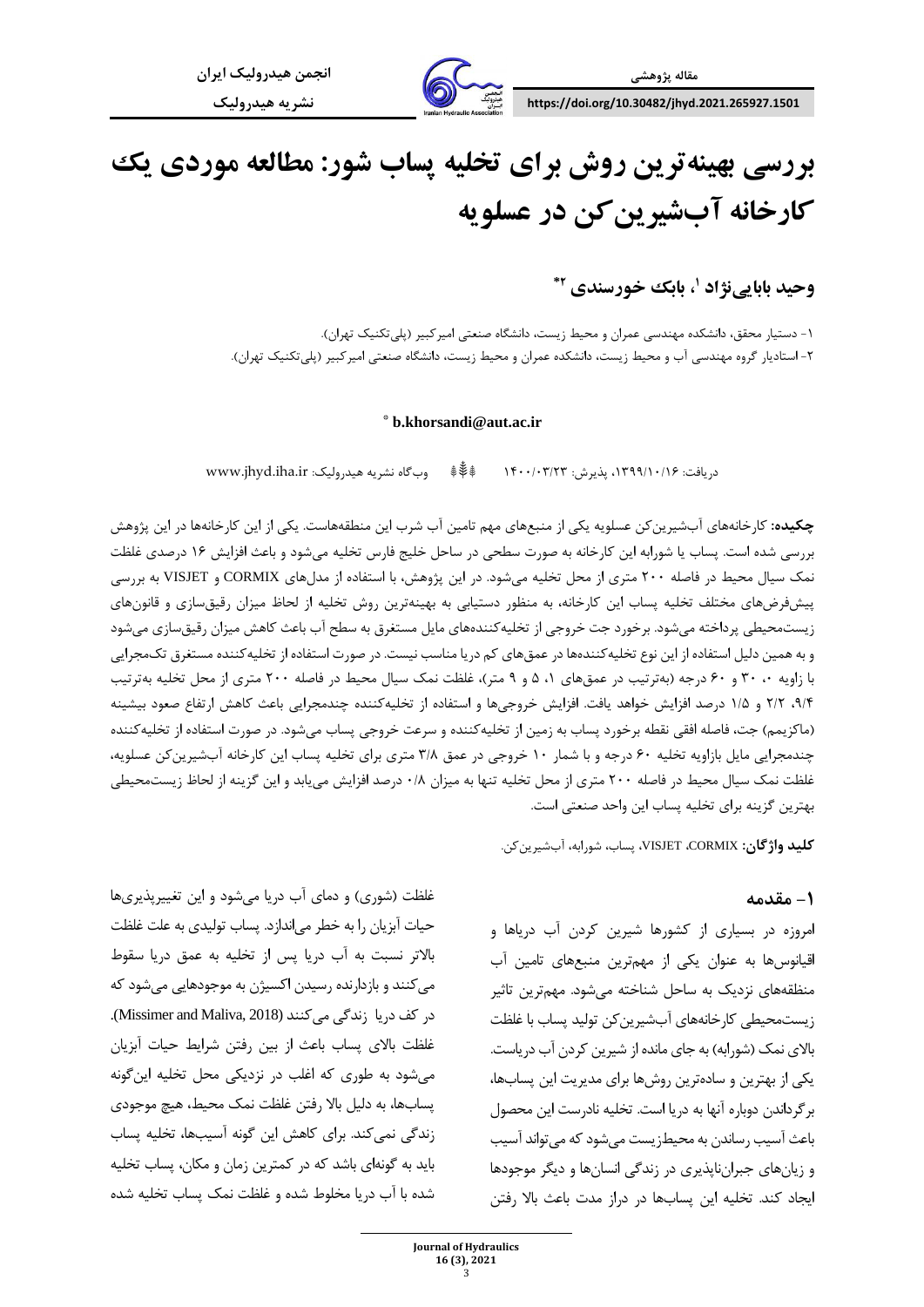مقاله پژوهشی

https://doi.org/10.30482/jhyd.2021.265927.1501

انجمن هیدرولیک ایران

نشریه هیدرولیک

# بررسی بهینه‌ترین روش برای تخلیه پساب شور: مطالعه موردی یک کارخانه آب‌شیرین‌کن در عسلویه

**وحید بابایی‌نژاد [1]، بابک خورسندی [2]***

۱- دستیار محقق، دانشکده مهندسی عمران و محیط زیست، دانشگاه صنعتی امیرکبیر (پلی‌تکنیک تهران).

۲- استادیار گروه مهندسی آب و محیط زیست، دانشکده عمران و محیط زیست، دانشگاه صنعتی امیرکبیر (پلی‌تکنیک تهران).

* **b.khorsandi@aut.ac.ir**

دریافت: ۱۳۹۹/۱۰/۱۶، پذیرش: ۱۴۰۰/۰۳/۲۳ وب‌گاه نشریه هیدرولیک: www.jhyd.iha.ir

**چکیده:** کارخانه‌های آب‌شیرین‌کن عسلویه یکی از منبع‌های مهم تامین آب شرب این منطقه‌هاست. یکی از این کارخانه‌ها در این پژوهش بررسی شده است. پساب یا شورابه این کارخانه به صورت سطحی در ساحل خلیج فارس تخلیه می‌شود و باعث افزایش ۱۶ درصدی غلظت نمک سیال محیط در فاصله ۲۰۰ متری از محل تخلیه می‌شود. در این پژوهش، با استفاده از مدل‌های CORMIX و VISJET به بررسی پیش‌فرض‌های مختلف تخلیه پساب این کارخانه، به منظور دستیابی به بهینه‌ترین روش تخلیه از لحاظ میزان رقیق‌سازی و قانون‌های زیست‌محیطی پرداخته می‌شود. برخورد جت خروجی از تخلیه‌کننده‌های مایل مستغرق به سطح آب باعث کاهش میزان رقیق‌سازی می‌شود و به همین دلیل استفاده از این نوع تخلیه‌کننده‌ها در عمق‌های کم دریا مناسب نیست. در صورت استفاده از تخلیه‌کننده مستغرق تک‌مجرایی با زاویه ۰، ۳۰ و ۶۰ درجه (به‌ترتیب در عمق‌های ۱، ۵ و ۹ متر)، غلظت نمک سیال محیط در فاصله ۲۰۰ متری از محل تخلیه به‌ترتیب ۹/۴، ۲/۲ و ۱/۵ درصد افزایش خواهد یافت. افزایش خروجی‌ها و استفاده از تخلیه‌کننده چندمجرایی باعث کاهش ارتفاع صعود بیشینه (ماکزیمم) جت، فاصله افقی نقطه برخورد پساب به زمین از تخلیه‌کننده و سرعت خروجی پساب می‌شود. در صورت استفاده از تخلیه‌کننده چندمجرایی مایل بازاویه تخلیه ۶۰ درجه و با شمار ۱۰ خروجی در عمق ۳/۸ متری برای تخلیه پساب این کارخانه آب‌شیرین‌کن عسلویه، غلظت نمک سیال محیط در فاصله ۲۰۰ متری از محل تخلیه تنها به میزان ۰/۸ درصد افزایش می‌یابد و این گزینه از لحاظ زیست‌محیطی بهترین گزینه برای تخلیه پساب این واحد صنعتی است.

**کلید واژگان:** CORMIX، VISJET، پساب، شورابه، آب‌شیرین‌کن.

## ۱- مقدمه

امروزه در بسیاری از کشورها شیرین کردن آب دریاها و اقیانوس‌ها به عنوان یکی از مهم‌ترین منبع‌های تامین آب منطقه‌های نزدیک به ساحل شناخته می‌شود. مهم‌ترین تاثیر زیست‌محیطی کارخانه‌های آب‌شیرین‌کن تولید پساب با غلظت بالای نمک (شورابه) به جای مانده از شیرین کردن آب دریاست. یکی از بهترین و ساده‌ترین روش‌ها برای مدیریت این پساب‌ها، برگرداندن دوباره آنها به دریا است. تخلیه نادرست این محصول باعث آسیب رساندن به محیط‌زیست می‌شود که می‌تواند آسیب و زیان‌های جبران‌ناپذیری در زندگی انسان‌ها و دیگر موجودها ایجاد کند. تخلیه این پساب‌ها در دراز مدت باعث بالا رفتن غلظت (شوری) و دمای آب دریا می‌شود و این تغییرپذیری‌ها حیات آبزیان را به خطر می‌اندازد. پساب تولیدی به علت غلظت بالاتر نسبت به آب دریا پس از تخلیه به عمق دریا سقوط می‌کنند و بازدارنده رسیدن اکسیژن به موجودهایی می‌شود که در کف دریا زندگی می‌کنند (Missimer and Maliva, 2018). غلظت بالای پساب باعث از بین رفتن شرایط حیات آبزیان می‌شود به طوری که اغلب در نزدیکی محل تخلیه این‌گونه پساب‌ها، به دلیل بالا رفتن غلظت نمک محیط، هیچ موجودی زندگی نمی‌کند. برای کاهش این گونه آسیب‌ها، تخلیه پساب باید به گونه‌ای باشد که در کمترین زمان و مکان، پساب تخلیه شده با آب دریا مخلوط شده و غلظت نمک پساب تخلیه شده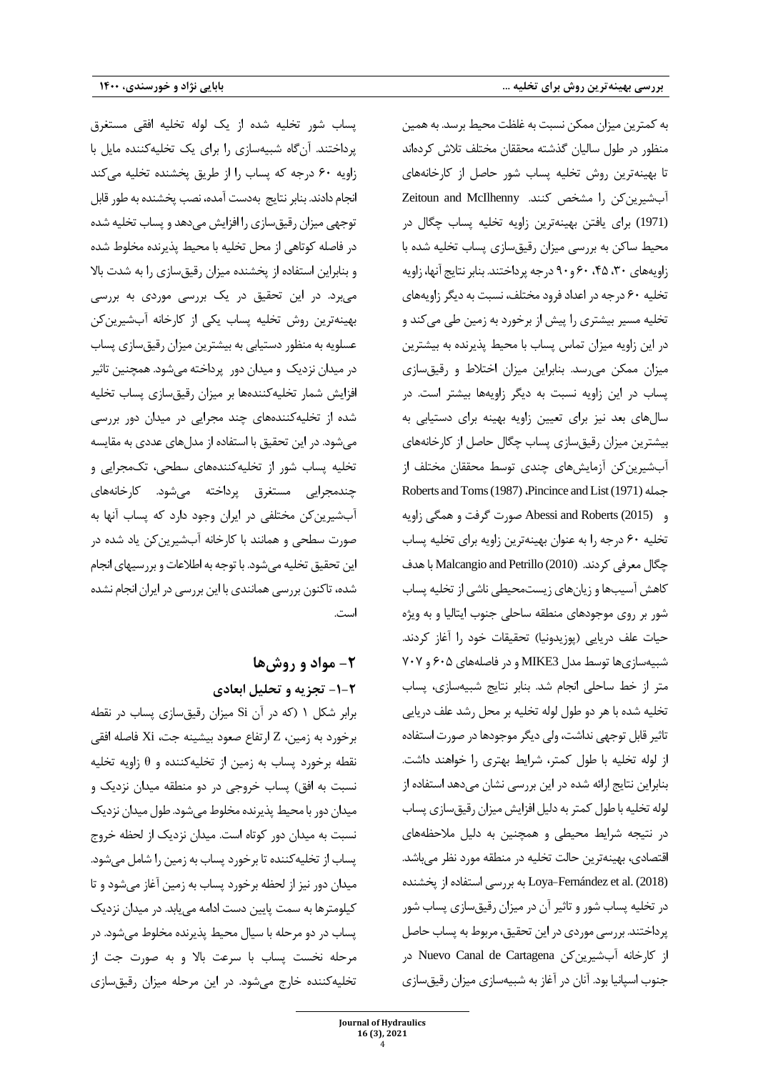به کمترین میزان ممکن نسبت به غلظت محیط برسد. به همین منظور در طول سالیان گذشته محققان مختلف تلاش کرده‌اند تا بهینه‌ترین روش تخلیه پساب شور حاصل از کارخانه‌های آب‌شیرین‌کن را مشخص کنند. Zeitoun and McIlhenny (1971) برای یافتن بهینه‌ترین زاویه تخلیه پساب چگال در محیط ساکن به بررسی میزان رقیق‌سازی پساب تخلیه شده با زاویه‌های ۳۰، ۴۵، ۶۰ و ۹۰ درجه پرداختند. بنابر نتایج آنها، زاویه تخلیه ۶۰ درجه در اعداد فرود مختلف، نسبت به دیگر زاویه‌های تخلیه مسیر بیشتری را پیش از برخورد به زمین طی می‌کند و در این زاویه میزان تماس پساب با محیط پذیرنده به بیشترین میزان ممکن می‌رسد. بنابراین میزان اختلاط و رقیق‌سازی پساب در این زاویه نسبت به دیگر زاویه‌ها بیشتر است. در سال‌های بعد نیز برای تعیین زاویه بهینه برای دستیابی به بیشترین میزان رقیق‌سازی پساب چگال حاصل از کارخانه‌های آب‌شیرین‌کن آزمایش‌های چندی توسط محققان مختلف از جمله Pincince and List (1971)، Roberts and Toms (1987) و Abessi and Roberts (2015) صورت گرفت و همگی زاویه تخلیه ۶۰ درجه را به عنوان بهینه‌ترین زاویه برای تخلیه پساب چگال معرفی کردند. Malcangio and Petrillo (2010) با هدف کاهش آسیب‌ها و زیان‌های زیست‌محیطی ناشی از تخلیه پساب شور بر روی موجودهای منطقه ساحلی جنوب ایتالیا و به ویژه حیات علف دریایی (پوزیدونیا) تحقیقات خود را آغاز کردند. شبیه‌سازی‌ها توسط مدل MIKE3 و در فاصله‌های ۶۰۵ و ۷۰۷ متر از خط ساحلی انجام شد. بنابر نتایج شبیه‌سازی، پساب تخلیه شده با هر دو طول لوله تخلیه بر محل رشد علف دریایی تاثیر قابل توجهی نداشت، ولی دیگر موجودها در صورت استفاده از لوله تخلیه با طول کمتر، شرایط بهتری را خواهند داشت. بنابراین نتایج ارائه شده در این بررسی نشان می‌دهد استفاده از لوله تخلیه با طول کمتر به دلیل افزایش میزان رقیق‌سازی پساب در نتیجه شرایط محیطی و همچنین به دلیل ملاحظه‌های اقتصادی، بهینه‌ترین حالت تخلیه در منطقه مورد نظر می‌باشد. Loya-Fernández et al. (2018) به بررسی استفاده از پخشنده در تخلیه پساب شور و تاثیر آن در میزان رقیق‌سازی پساب شور پرداختند. بررسی موردی در این تحقیق، مربوط به پساب حاصل از کارخانه آب‌شیرین‌کن Nuevo Canal de Cartagena در جنوب اسپانیا بود. آنان در آغاز به شبیه‌سازی میزان رقیق‌سازی پساب شور تخلیه شده از یک لوله تخلیه افقی مستغرق پرداختند. آن‌گاه شبیه‌سازی را برای یک تخلیه‌کننده مایل با زاویه ۶۰ درجه که پساب را از طریق پخشنده تخلیه می‌کند انجام دادند. بنابر نتایج بدست آمده، نصب پخشنده به طور قابل توجهی میزان رقیق‌سازی را افزایش می‌دهد و پساب تخلیه شده در فاصله کوتاهی از محل تخلیه با محیط پذیرنده مخلوط شده و بنابراین استفاده از پخشنده میزان رقیق‌سازی را به شدت بالا می‌برد. در این تحقیق در یک بررسی موردی به بررسی بهینه‌ترین روش تخلیه پساب یکی از کارخانه آب‌شیرین‌کن عسلویه به منظور دستیابی به بیشترین میزان رقیق‌سازی پساب در میدان نزدیک و میدان دور پرداخته می‌شود. همچنین تاثیر افزایش شمار تخلیه‌کننده‌ها بر میزان رقیق‌سازی پساب تخلیه شده از تخلیه‌کننده‌های چند مجرایی در میدان دور بررسی می‌شود. در این تحقیق با استفاده از مدل‌های عددی به مقایسه تخلیه پساب شور از تخلیه‌کننده‌های سطحی، تک‌مجرایی و چندمجرایی مستغرق پرداخته می‌شود. کارخانه‌های آب‌شیرین‌کن مختلفی در ایران وجود دارد که پساب آنها به صورت سطحی و همانند با کارخانه آب‌شیرین‌کن یاد شده در این تحقیق تخلیه می‌شود. با توجه به اطلاعات و بررسیهای انجام شده، تاکنون بررسی همانندی با این بررسی در ایران انجام نشده است.

## ۲- مواد و روش‌ها

### ۲-۱- تجزیه و تحلیل ابعادی

برابر شکل ۱ (که در آن Si میزان رقیق‌سازی پساب در نقطه برخورد به زمین، Z ارتفاع صعود بیشینه جت، Xi فاصله افقی نقطه برخورد پساب به زمین از تخلیه‌کننده و $\theta$ زاویه تخلیه نسبت به افق) پساب خروجی در دو منطقه میدان نزدیک و میدان دور با محیط پذیرنده مخلوط می‌شود. طول میدان نزدیک نسبت به میدان دور کوتاه است. میدان نزدیک از لحظه خروج پساب از تخلیه‌کننده تا برخورد پساب به زمین را شامل می‌شود. میدان دور نیز از لحظه برخورد پساب به زمین آغاز می‌شود و تا کیلومترها به سمت پایین دست ادامه می‌یابد. در میدان نزدیک پساب در دو مرحله با سیال محیط پذیرنده مخلوط می‌شود. در مرحله نخست پساب با سرعت بالا و به صورت جت از تخلیه‌کننده خارج می‌شود. در این مرحله میزان رقیق‌سازی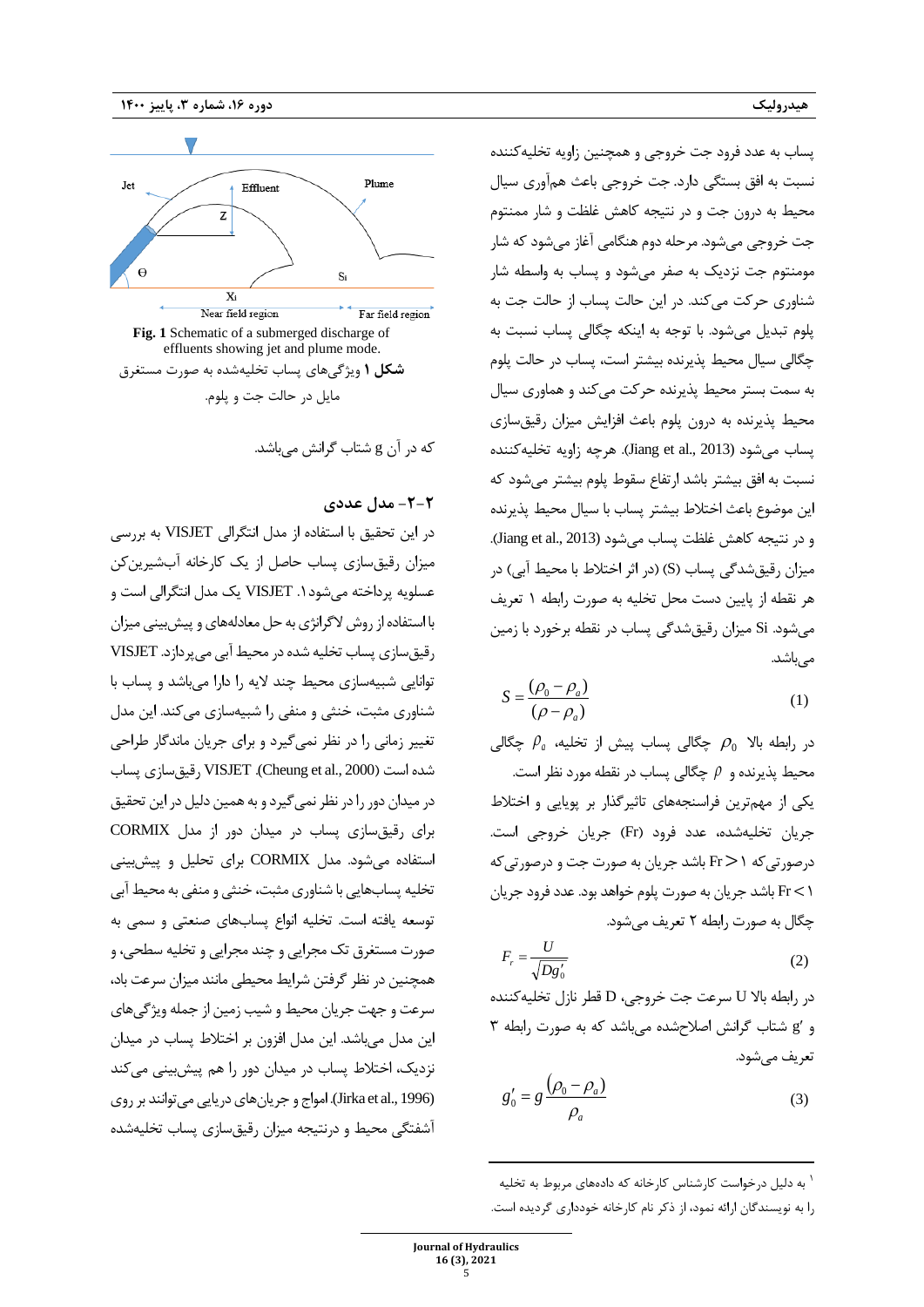پساب به عدد فرود جت خروجی و همچنین زاویه تخلیه‌کننده نسبت به افق بستگی دارد. جت خروجی باعث هم‌آوری سیال محیط به درون جت و در نتیجه کاهش غلظت و شار ممنتوم جت خروجی می‌شود. مرحله دوم هنگامی آغاز می‌شود که شار مومنتوم جت نزدیک به صفر می‌شود و پساب به واسطه شار شناوری حرکت می‌کند. در این حالت پساب از حالت جت به پلوم تبدیل می‌شود. با توجه به اینکه چگالی پساب نسبت به چگالی سیال محیط پذیرنده بیشتر است، پساب در حالت پلوم به سمت بستر محیط پذیرنده حرکت می‌کند و هماوری سیال محیط پذیرنده به درون پلوم باعث افزایش میزان رقیق‌سازی پساب می‌شود (Jiang et al., 2013). هرچه زاویه تخلیه‌کننده نسبت به افق بیشتر باشد ارتفاع سقوط پلوم بیشتر می‌شود که این موضوع باعث اختلاط بیشتر پساب با سیال محیط پذیرنده و در نتیجه کاهش غلظت پساب می‌شود (Jiang et al., 2013). میزان رقیق‌شدگی پساب (S) (در اثر اختلاط با محیط آبی) در هر نقطه از پایین دست محل تخلیه به صورت رابطه ۱ تعریف می‌شود. Si میزان رقیق‌شدگی پساب در نقطه برخورد با زمین می‌باشد.

$$S = \frac{(\rho_0 - \rho_a)}{(\rho - \rho_a)} \qquad (1)$$

در رابطه بالا $\rho_0$ چگالی پساب پیش از تخلیه، $\rho_a$ چگالی محیط پذیرنده و $\rho$ چگالی پساب در نقطه مورد نظر است.

یکی از مهم‌ترین فراسنجه‌های تاثیرگذار بر پویایی و اختلاط جریان تخلیه‌شده، عدد فرود (Fr) جریان خروجی است. درصورتی‌که $Fr > 1$ باشد جریان به صورت جت و درصورتی‌که $Fr < 1$ باشد جریان به صورت پلوم خواهد بود. عدد فرود جریان چگال به صورت رابطه ۲ تعریف می‌شود.

$$F_r = \frac{U}{\sqrt{Dg'_0}} \qquad (2)$$

در رابطه بالا U سرعت جت خروجی، D قطر نازل تخلیه‌کننده و $g'$ شتاب گرانش اصلاح‌شده می‌باشد که به صورت رابطه ۳ تعریف می‌شود.

$$g'_0 = g\frac{(\rho_0 - \rho_a)}{\rho_a} \qquad (3)$$

**Fig. 1** Schematic of a submerged discharge of effluents showing jet and plume mode.

**شکل ۱** ویژگی‌های پساب تخلیه‌شده به صورت مستغرق مایل در حالت جت و پلوم.

که در آن g شتاب گرانش می‌باشد.

## ۲-۲- مدل عددی

در این تحقیق با استفاده از مدل انتگرالی VISJET به بررسی میزان رقیق‌سازی پساب حاصل از یک کارخانه آب‌شیرین‌کن عسلویه پرداخته می‌شود[1]. VISJET یک مدل انتگرالی است و با استفاده از روش لاگرانژی به حل معادله‌های و پیش‌بینی میزان رقیق‌سازی پساب تخلیه شده در محیط آبی می‌پردازد. VISJET توانایی شبیه‌سازی محیط چند لایه را دارا می‌باشد و پساب با شناوری مثبت، خنثی و منفی را شبیه‌سازی می‌کند. این مدل تغییر زمانی را در نظر نمی‌گیرد و برای جریان ماندگار طراحی شده است (Cheung et al., 2000). VISJET رقیق‌سازی پساب در میدان دور را در نظر نمی‌گیرد و به همین دلیل در این تحقیق برای رقیق‌سازی پساب در میدان دور از مدل CORMIX استفاده می‌شود. مدل CORMIX برای تحلیل و پیش‌بینی تخلیه پساب‌هایی با شناوری مثبت، خنثی و منفی به محیط آبی توسعه یافته است. تخلیه انواع پساب‌های صنعتی و سمی به صورت مستغرق تک مجرایی و چند مجرایی و تخلیه سطحی، و همچنین در نظر گرفتن شرایط محیطی مانند میزان سرعت باد، سرعت و جهت جریان محیط و شیب زمین از جمله ویژگی‌های این مدل می‌باشد. این مدل افزون بر اختلاط پساب در میدان نزدیک، اختلاط پساب در میدان دور را هم پیش‌بینی می‌کند (Jirka et al., 1996). امواج و جریان‌های دریایی می‌توانند بر روی آشفتگی محیط و درنتیجه میزان رقیق‌سازی پساب تخلیه‌شده

[1] به دلیل درخواست کارشناس کارخانه که داده‌های مربوط به تخلیه را به نویسندگان ارائه نمود، از ذکر نام کارخانه خودداری گردیده است.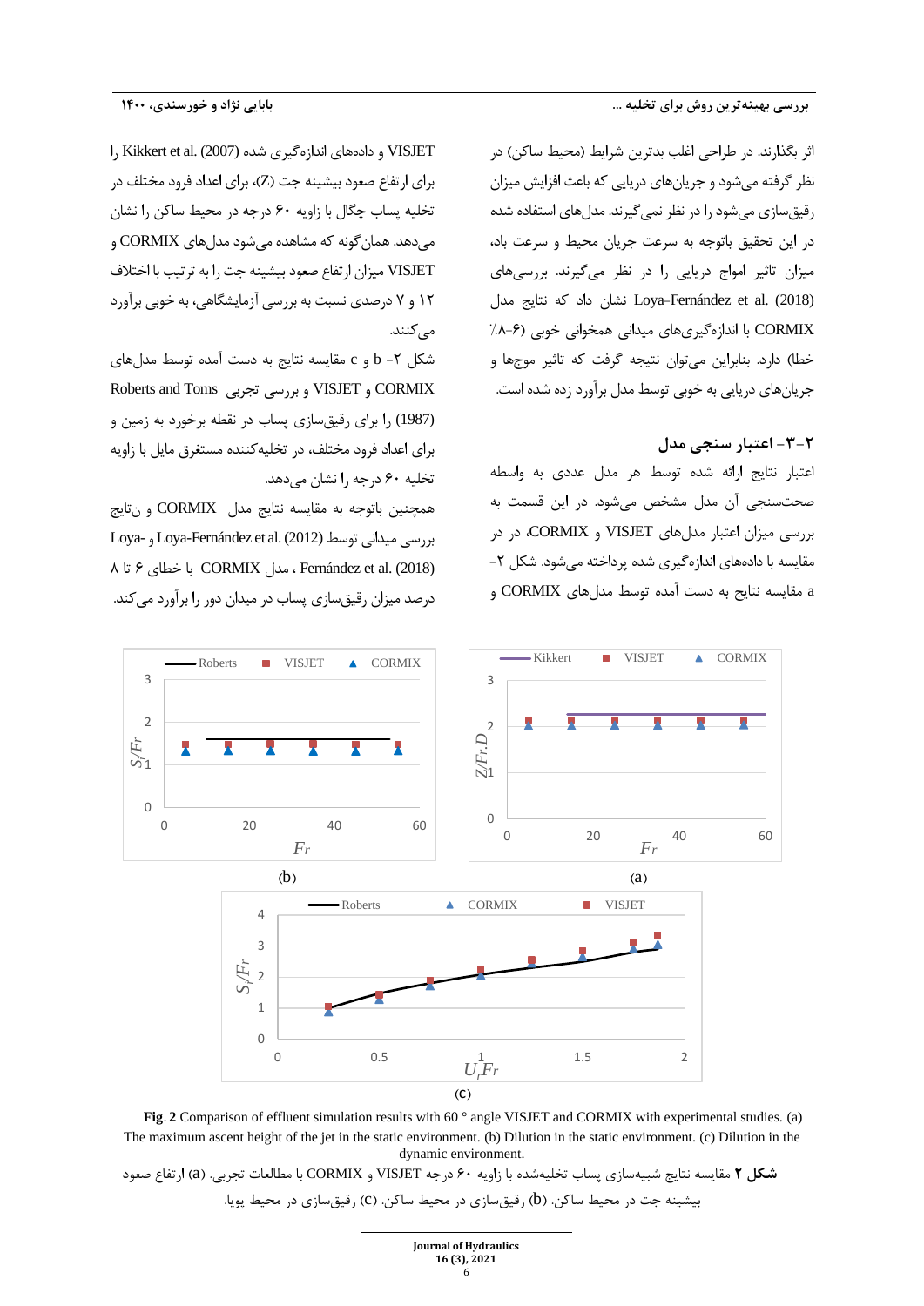اثر بگذارند. در طراحی اغلب بدترین شرایط (محیط ساکن) در نظر گرفته می‌شود و جریان‌های دریایی که باعث افزایش میزان رقیق‌سازی می‌شود را در نظر نمی‌گیرند. مدل‌های استفاده شده در این تحقیق باتوجه به سرعت جریان محیط و سرعت باد، میزان تاثیر امواج دریایی را در نظر می‌گیرند. بررسی‌های Loya-Fernández et al. (2018) نشان داد که نتایج مدل CORMIX با اندازه‌گیری‌های میدانی همخوانی خوبی (۶-۸٪ خطا) دارد. بنابراین می‌توان نتیجه گرفت که تاثیر موج‌ها و جریان‌های دریایی به خوبی توسط مدل برآورد زده شده است.

## ۲-۳- اعتبار سنجی مدل

اعتبار نتایج ارائه شده توسط هر مدل عددی به واسطه صحت‌سنجی آن مدل مشخص می‌شود. در این قسمت به بررسی میزان اعتبار مدل‌های VISJET و CORMIX، در در مقایسه با داده‌های اندازه‌گیری شده پرداخته می‌شود. شکل ۲-a مقایسه نتایج به دست آمده توسط مدل‌های CORMIX و VISJET و داده‌های اندازه‌گیری شده Kikkert et al. (2007) را برای ارتفاع صعود بیشینه جت (Z)، برای اعداد فرود مختلف در تخلیه پساب چگال با زاویه ۶۰ درجه در محیط ساکن را نشان می‌دهد. همان‌گونه که مشاهده می‌شود مدل‌های CORMIX و VISJET میزان ارتفاع صعود بیشینه جت را به ترتیب با اختلاف ۱۲ و ۷ درصدی نسبت به بررسی آزمایشگاهی، به خوبی برآورد می‌کنند.

شکل ۲- b و c مقایسه نتایج به دست آمده توسط مدل‌های CORMIX و VISJET و بررسی تجربی Roberts and Toms (1987) را برای رقیق‌سازی پساب در نقطه برخورد به زمین و برای اعداد فرود مختلف، در تخلیه‌کننده مستغرق مایل با زاویه تخلیه ۶۰ درجه را نشان می‌دهد.

همچنین باتوجه به مقایسه نتایج مدل CORMIX و نتایج بررسی میدانی توسط Loya-Fernández et al. (2012) و Loya-Fernández et al. (2018)، مدل CORMIX با خطای ۶ تا ۸ درصد میزان رقیق‌سازی پساب در میدان دور را برآورد می‌کند.

**Fig. 2** Comparison of effluent simulation results with 60 ° angle VISJET and CORMIX with experimental studies. (a) The maximum ascent height of the jet in the static environment. (b) Dilution in the static environment. (c) Dilution in the dynamic environment.

**شکل ۲** مقایسه نتایج شبیه‌سازی پساب تخلیه‌شده با زاویه ۶۰ درجه VISJET و CORMIX با مطالعات تجربی. (a) ارتفاع صعود بیشینه جت در محیط ساکن. (b) رقیق‌سازی در محیط ساکن. (c) رقیق‌سازی در محیط پویا.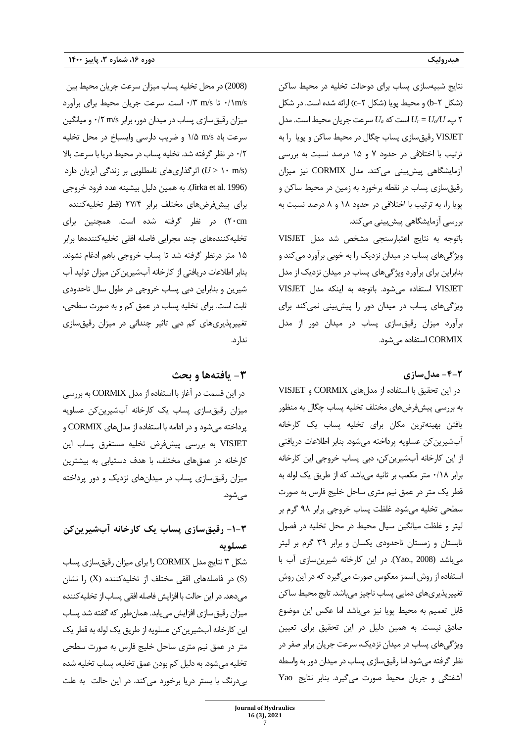نتایج شبیه‌سازی پساب برای دوحالت تخلیه در محیط ساکن (شکل ۲-b) و محیط پویا (شکل ۲-c) ارائه شده است. در شکل ۲ پ، $U_r = U_a/U$ است که $U_a$ سرعت جریان محیط است. مدل VISJET رقیق‌سازی پساب چگال در محیط ساکن و پویا را به ترتیب با اختلافی در حدود ۷ و ۱۵ درصد نسبت به بررسی آزمایشگاهی پیش‌بینی می‌کند. مدل CORMIX نیز میزان رقیق‌سازی پساب در نقطه برخورد به زمین در محیط ساکن و پویا را، به ترتیب با اختلافی در حدود ۱۸ و ۸ درصد نسبت به بررسی آزمایشگاهی پیش‌بینی می‌کند.

باتوجه به نتایج اعتبارسنجی مشخص شد مدل VISJET ویژگی‌های پساب در میدان نزدیک را به خوبی برآورد می‌کند و بنابراین برای برآورد ویژگی‌های پساب در میدان نزدیک از مدل VISJET استفاده می‌شود. باتوجه به اینکه مدل VISJET ویژگی‌های پساب در میدان دور را پیش‌بینی نمی‌کند برای برآورد میزان رقیق‌سازی پساب در میدان دور از مدل CORMIX استفاده می‌شود.

## ۲-۴- مدل‌سازی

در این تحقیق با استفاده از مدل‌های CORMIX و VISJET به بررسی پیش‌فرض‌های مختلف تخلیه پساب چگال به منظور یافتن بهینه‌ترین مکان برای تخلیه پساب یک کارخانه آب‌شیرین‌کن عسلویه پرداخته می‌شود. بنابر اطلاعات دریافتی از این کارخانه آب‌شیرین‌کن، دبی پساب خروجی این کارخانه برابر ۰/۱۸ متر مکعب بر ثانیه می‌باشد که از طریق یک لوله به قطر یک متر در عمق نیم متری ساحل خلیج فارس به صورت سطحی تخلیه می‌شود. غلظت پساب خروجی برابر ۹۸ گرم بر لیتر و غلظت میانگین سیال محیط در محل تخلیه در فصول تابستان و زمستان تاحدودی یکسان و برابر ۳۹ گرم بر لیتر می‌باشد (Yao., 2008). در این کارخانه شیرین‌سازی آب با استفاده از روش اسمز معکوس صورت می‌گیرد که در این روش تغییرپذیری‌های دمایی پساب ناچیز می‌باشد. تایج محیط ساکن قابل تعمیم به محیط پویا نیز می‌باشد اما عکس این موضوع صادق نیست. به همین دلیل در این تحقیق برای تعیین ویژگی‌های پساب در میدان نزدیک، سرعت جریان برابر صفر در نظر گرفته می‌شود اما رقیق‌سازی پساب در میدان دور به واسطه آشفتگی و جریان محیط صورت می‌گیرد. بنابر نتایج Yao (2008) در محل تخلیه پساب میزان سرعت جریان محیط بین ۰/۱m/s تا ۰/۳ m/s است. سرعت جریان محیط برای برآورد میزان رقیق‌سازی پساب در میدان دور، برابر ۰/۲ m/s و میانگین سرعت باد ۱/۵ m/s و ضریب دارسی وایسباخ در محل تخلیه ۰/۲ در نظر گرفته شد. تخلیه پساب در محیط دریا با سرعت بالا ($U > 10$ m/s) اثرگذاری‌های نامطلوبی بر زندگی آبزیان دارد (Jirka et al. 1996). به همین دلیل بیشینه عدد فرود خروجی برای پیش‌فرض‌های مختلف برابر ۲۷/۴ (قطر تخلیه‌کننده ۲۰cm) در نظر گرفته شده است. همچنین برای تخلیه‌کننده‌های چند مجرایی فاصله افقی تخلیه‌کننده‌ها برابر ۱۵ متر درنظر گرفته شد تا پساب خروجی باهم ادغام نشوند. بنابر اطلاعات دریافتی از کارخانه آب‌شیرین‌کن میزان تولید آب شیرین و بنابراین دبی پساب خروجی در طول سال تاحدودی ثابت است. برای تخلیه پساب در عمق کم و به صورت سطحی، تغییرپذیری‌های کم دبی تاثیر چندانی در میزان رقیق‌سازی ندارد.

## ۳- یافته‌ها و بحث

در این قسمت در آغاز با استفاده از مدل CORMIX به بررسی میزان رقیق‌سازی پساب یک کارخانه آب‌شیرین‌کن عسلویه پرداخته می‌شود و در ادامه با استفاده از مدل‌های CORMIX و VISJET به بررسی پیش‌فرض تخلیه مستغرق پساب این کارخانه در عمق‌های مختلف، با هدف دستیابی به بیشترین میزان رقیق‌سازی پساب در میدان‌های نزدیک و دور پرداخته می‌شود.

### ۳-۱- رقیق‌سازی پساب یک کارخانه آب‌شیرین‌کن عسلویه

شکل ۳ نتایج مدل CORMIX را برای میزان رقیق‌سازی پساب (S) در فاصله‌های افقی مختلف از تخلیه‌کننده (X) را نشان می‌دهد. در این حالت با افزایش فاصله افقی پساب از تخلیه‌کننده میزان رقیق‌سازی افزایش می‌یابد. همان‌طور که گفته شد پساب این کارخانه آب‌شیرین‌کن عسلویه از طریق یک لوله به قطر یک متر در عمق نیم متری ساحل خلیج فارس به صورت سطحی تخلیه می‌شود. به دلیل کم بودن عمق تخلیه، پساب تخلیه شده بی‌درنگ با بستر دریا برخورد می‌کند. در این حالت به علت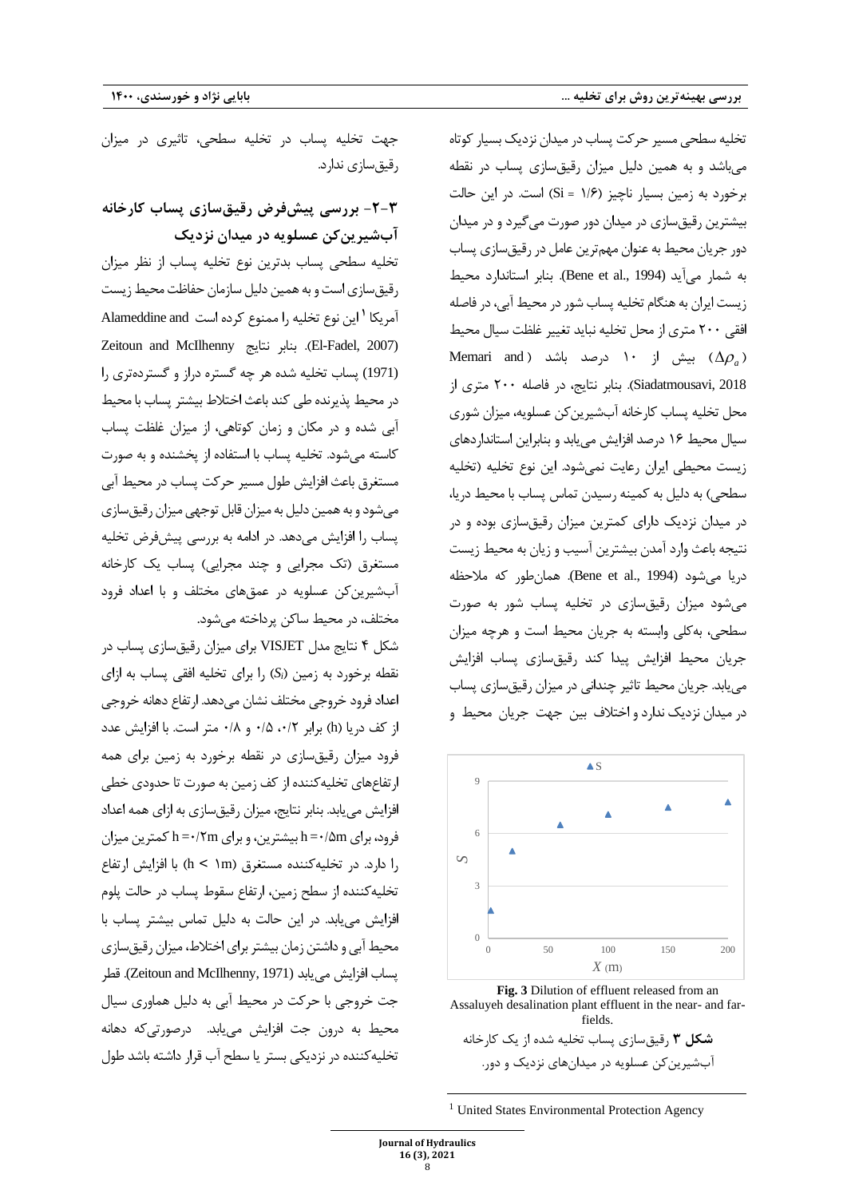تخلیه سطحی مسیر حرکت پساب در میدان نزدیک بسیار کوتاه می‌باشد و به همین دلیل میزان رقیق‌سازی پساب در نقطه برخورد به زمین بسیار ناچیز (Si = ۱/۶) است. در این حالت بیشترین رقیق‌سازی در میدان دور صورت می‌گیرد و در میدان دور جریان محیط به عنوان مهم‌ترین عامل در رقیق‌سازی پساب به شمار می‌آید (Bene et al., 1994). بنابر استاندارد محیط زیست ایران به هنگام تخلیه پساب شور در محیط آبی، در فاصله افقی ۲۰۰ متری از محل تخلیه نباید تغییر غلظت سیال محیط ($\Delta\rho_a$) بیش از ۱۰ درصد باشد (Memari and Siadatmousavi, 2018). بنابر نتایج، در فاصله ۲۰۰ متری از محل تخلیه پساب کارخانه آب‌شیرین‌کن عسلویه، میزان شوری سیال محیط ۱۶ درصد افزایش می‌یابد و بنابراین استانداردهای زیست محیطی ایران رعایت نمی‌شود. این نوع تخلیه (تخلیه سطحی) به دلیل به کمینه رسیدن تماس پساب با محیط دریا، در میدان نزدیک دارای کمترین میزان رقیق‌سازی بوده و در نتیجه باعث وارد آمدن بیشترین آسیب و زیان به محیط زیست دریا می‌شود (Bene et al., 1994). همان‌طور که ملاحظه می‌شود میزان رقیق‌سازی در تخلیه پساب شور به صورت سطحی، به‌کلی وابسته به جریان محیط است و هرچه میزان جریان محیط افزایش پیدا کند رقیق‌سازی پساب افزایش می‌یابد. جریان محیط تاثیر چندانی در میزان رقیق‌سازی پساب در میدان نزدیک ندارد و اختلاف بین جهت جریان محیط و جهت تخلیه پساب در تخلیه سطحی، تاثیری در میزان رقیق‌سازی ندارد.

Fig. 3 Dilution of effluent released from an Assaluyeh desalination plant effluent in the near- and far-fields.

**شکل ۳** رقیق‌سازی پساب تخلیه شده از یک کارخانه آب‌شیرین‌کن عسلویه در میدان‌های نزدیک و دور.

## ۳-۲- بررسی پیش‌فرض رقیق‌سازی پساب کارخانه آب‌شیرین‌کن عسلویه در میدان نزدیک

تخلیه سطحی پساب بدترین نوع تخلیه پساب از نظر میزان رقیق‌سازی است و به همین دلیل سازمان حفاظت محیط زیست آمریکا [1] این نوع تخلیه را ممنوع کرده است (Alameddine and El-Fadel, 2007). بنابر نتایج Zeitoun and McIlhenny (1971) پساب تخلیه شده هر چه گستره دراز و گسترده‌تری را در محیط پذیرنده طی کند باعث اختلاط بیشتر پساب با محیط آبی شده و در مکان و زمان کوتاهی، از میزان غلظت پساب کاسته می‌شود. تخلیه پساب با استفاده از پخشنده و به صورت مستغرق باعث افزایش طول مسیر حرکت پساب در محیط آبی می‌شود و به همین دلیل به میزان قابل توجهی میزان رقیق‌سازی پساب را افزایش می‌دهد. در ادامه به بررسی پیش‌فرض تخلیه مستغرق (تک مجرایی و چند مجرایی) پساب یک کارخانه آب‌شیرین‌کن عسلویه در عمق‌های مختلف و با اعداد فرود مختلف، در محیط ساکن پرداخته می‌شود.

شکل ۴ نتایج مدل VISJET برای میزان رقیق‌سازی پساب در نقطه برخورد به زمین ($S_i$) را برای تخلیه افقی پساب به ازای اعداد فرود خروجی مختلف نشان می‌دهد. ارتفاع دهانه خروجی از کف دریا (h) برابر ۰/۲، ۰/۵ و ۰/۸ متر است. با افزایش عدد فرود میزان رقیق‌سازی در نقطه برخورد به زمین برای همه ارتفاع‌های تخلیه‌کننده از کف زمین به صورت تا حدودی خطی افزایش می‌یابد. بنابر نتایج، میزان رقیق‌سازی به ازای همه اعداد فرود، برای h = ۰/۵m بیشترین، و برای h = ۰/۲m کمترین میزان را دارد. در تخلیه‌کننده مستغرق (h < ۱m) با افزایش ارتفاع تخلیه‌کننده از سطح زمین، ارتفاع سقوط پساب در حالت پلوم افزایش می‌یابد. در این حالت به دلیل تماس بیشتر پساب با محیط آبی و داشتن زمان بیشتر برای اختلاط، میزان رقیق‌سازی پساب افزایش می‌یابد (Zeitoun and McIlhenny, 1971). قطر جت خروجی با حرکت در محیط آبی به دلیل هماوری سیال محیط به درون جت افزایش می‌یابد. درصورتی‌که دهانه تخلیه‌کننده در نزدیکی بستر یا سطح آب قرار داشته باشد طول

[1] United States Environmental Protection Agency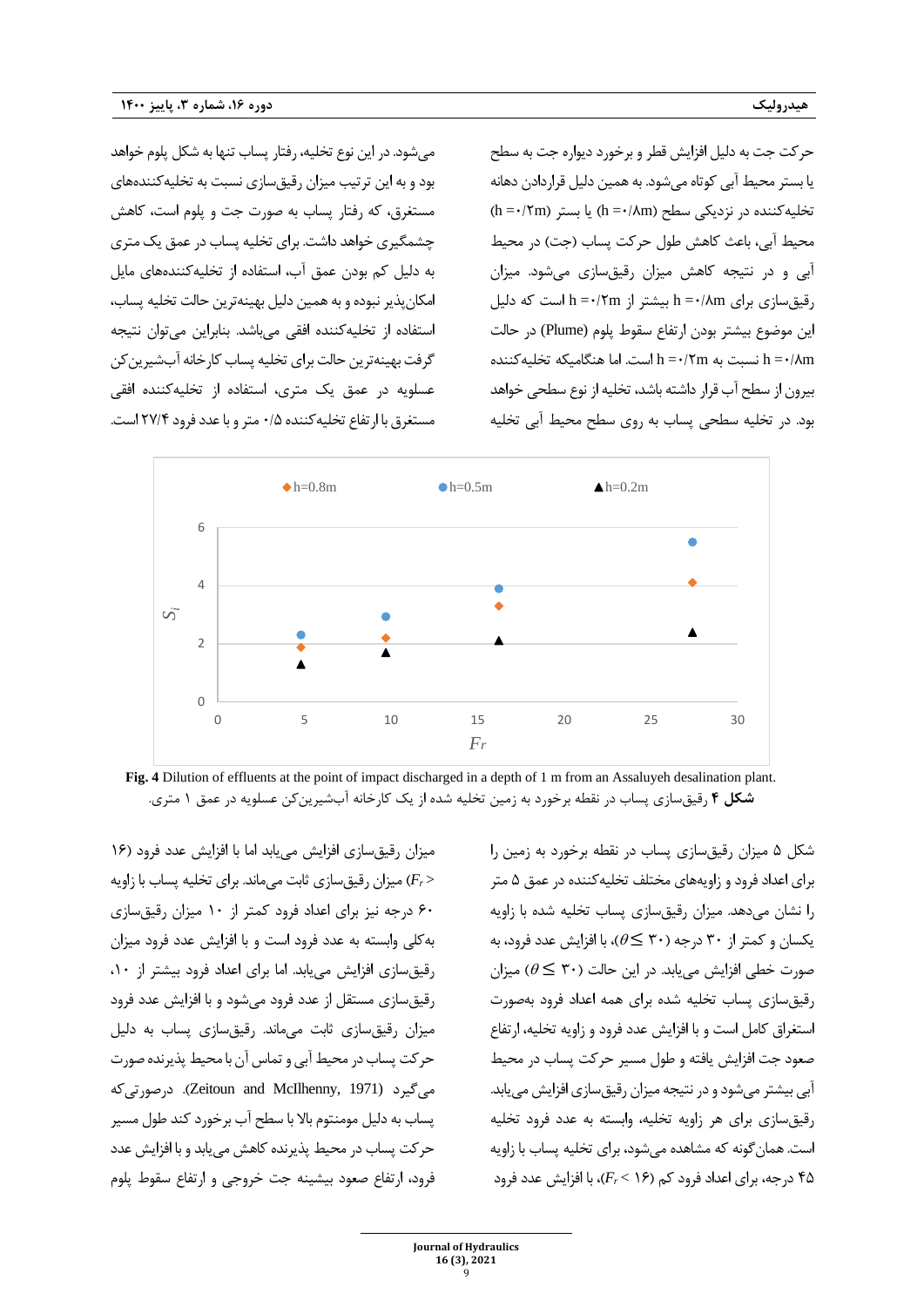حرکت جت به دلیل افزایش قطر و برخورد دیواره جت به سطح یا بستر محیط آبی کوتاه می‌شود. به همین دلیل قراردادن دهانه تخلیه‌کننده در نزدیکی سطح (h =۰/۸m) یا بستر (h =۰/۲m) محیط آبی، باعث کاهش طول حرکت پساب (جت) در محیط آبی و در نتیجه کاهش میزان رقیق‌سازی می‌شود. میزان رقیق‌سازی برای h =۰/۸m بیشتر از h =۰/۲m است که دلیل این موضوع بیشتر بودن ارتفاع سقوط پلوم (Plume) در حالت h =۰/۸m نسبت به h =۰/۲m است. اما هنگامیکه تخلیه‌کننده بیرون از سطح آب قرار داشته باشد، تخلیه از نوع سطحی خواهد بود. در تخلیه سطحی پساب به روی سطح محیط آبی تخلیه می‌شود. در این نوع تخلیه، رفتار پساب تنها به شکل پلوم خواهد بود و به این ترتیب میزان رقیق‌سازی نسبت به تخلیه‌کننده‌های مستغرق، که رفتار پساب به صورت جت و پلوم است، کاهش چشمگیری خواهد داشت. برای تخلیه پساب در عمق یک متری به دلیل کم بودن عمق آب، استفاده از تخلیه‌کننده‌های مایل امکان‌پذیر نبوده و به همین دلیل بهینه‌ترین حالت تخلیه پساب، استفاده از تخلیه‌کننده افقی می‌باشد. بنابراین می‌توان نتیجه گرفت بهینه‌ترین حالت برای تخلیه پساب کارخانه آب‌شیرین‌کن عسلویه در عمق یک متری، استفاده از تخلیه‌کننده افقی مستغرق با ارتفاع تخلیه‌کننده ۰/۵ متر و با عدد فرود ۲۷/۴ است.

**Fig. 4** Dilution of effluents at the point of impact discharged in a depth of 1 m from an Assaluyeh desalination plant.

**شکل ۴** رقیق‌سازی پساب در نقطه برخورد به زمین تخلیه شده از یک کارخانه آب‌شیرین‌کن عسلویه در عمق ۱ متری.

شکل ۵ میزان رقیق‌سازی پساب در نقطه برخورد به زمین را برای اعداد فرود و زاویه‌های مختلف تخلیه‌کننده در عمق ۵ متر را نشان می‌دهد. میزان رقیق‌سازی پساب تخلیه شده با زاویه یکسان و کمتر از ۳۰ درجه ($\theta \leq ۳۰$)، با افزایش عدد فرود، به صورت خطی افزایش می‌یابد. در این حالت ($\theta \leq ۳۰$) میزان رقیق‌سازی پساب تخلیه شده برای همه اعداد فرود به‌صورت استغراق کامل است و با افزایش عدد فرود و زاویه تخلیه، ارتفاع صعود جت افزایش یافته و طول مسیر حرکت پساب در محیط آبی بیشتر می‌شود و در نتیجه میزان رقیق‌سازی افزایش می‌یابد. رقیق‌سازی برای هر زاویه تخلیه، وابسته به عدد فرود تخلیه است. همان‌گونه که مشاهده می‌شود، برای تخلیه پساب با زاویه ۴۵ درجه، برای اعداد فرود کم ($F_r < ۱۶$)، با افزایش عدد فرود میزان رقیق‌سازی افزایش می‌یابد اما با افزایش عدد فرود (۱۶ < $F_r$) میزان رقیق‌سازی ثابت می‌ماند. برای تخلیه پساب با زاویه ۶۰ درجه نیز برای اعداد فرود کمتر از ۱۰ میزان رقیق‌سازی به‌کلی وابسته به عدد فرود است و با افزایش عدد فرود میزان رقیق‌سازی افزایش می‌یابد. اما برای اعداد فرود بیشتر از ۱۰، رقیق‌سازی مستقل از عدد فرود می‌شود و با افزایش عدد فرود میزان رقیق‌سازی ثابت می‌ماند. رقیق‌سازی پساب به دلیل حرکت پساب در محیط آبی و تماس آن با محیط پذیرنده صورت می‌گیرد (Zeitoun and McIlhenny, 1971). درصورتی‌که پساب به دلیل مومنتوم بالا با سطح آب برخورد کند طول مسیر حرکت پساب در محیط پذیرنده کاهش می‌یابد و با افزایش عدد فرود، ارتفاع صعود بیشینه جت خروجی و ارتفاع سقوط پلوم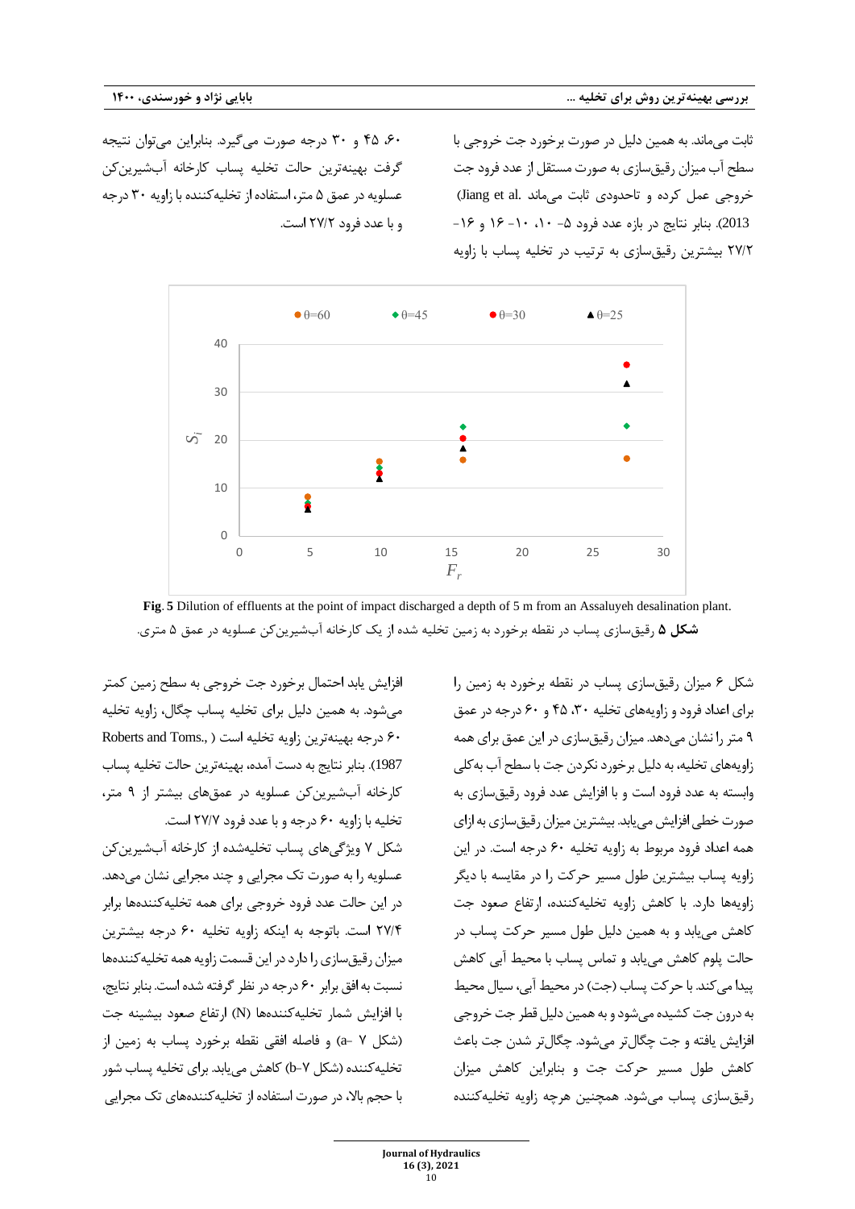ثابت می‌ماند. به همین دلیل در صورت برخورد جت خروجی با سطح آب میزان رقیق‌سازی به صورت مستقل از عدد فرود جت خروجی عمل کرده و تاحدودی ثابت می‌ماند (Jiang et al. 2013). بنابر نتایج در بازه عدد فرود ۵- ۱۰، ۱۰- ۱۶ و ۱۶- ۲۷/۲ بیشترین رقیق‌سازی به ترتیب در تخلیه پساب با زاویه ۶۰، ۴۵ و ۳۰ درجه صورت می‌گیرد. بنابراین می‌توان نتیجه گرفت بهینه‌ترین حالت تخلیه پساب کارخانه آب‌شیرین‌کن عسلویه در عمق ۵ متر، استفاده از تخلیه‌کننده با زاویه ۳۰ درجه و با عدد فرود ۲۷/۲ است.

**Fig. 5** Dilution of effluents at the point of impact discharged a depth of 5 m from an Assaluyeh desalination plant.

**شکل ۵** رقیق‌سازی پساب در نقطه برخورد به زمین تخلیه شده از یک کارخانه آب‌شیرین‌کن عسلویه در عمق ۵ متری.

شکل ۶ میزان رقیق‌سازی پساب در نقطه برخورد به زمین را برای اعداد فرود و زاویه‌های تخلیه ۳۰، ۴۵ و ۶۰ درجه در عمق ۹ متر را نشان می‌دهد. میزان رقیق‌سازی در این عمق برای همه زاویه‌های تخلیه، به دلیل برخورد نکردن جت با سطح آب به‌کلی وابسته به عدد فرود است و با افزایش عدد فرود رقیق‌سازی به صورت خطی افزایش می‌یابد. بیشترین میزان رقیق‌سازی به ازای همه اعداد فرود مربوط به زاویه تخلیه ۶۰ درجه است. در این زاویه پساب بیشترین طول مسیر حرکت را در مقایسه با دیگر زاویه‌ها دارد. با کاهش زاویه تخلیه‌کننده، ارتفاع صعود جت کاهش می‌یابد و به همین دلیل طول مسیر حرکت پساب در حالت پلوم کاهش می‌یابد و تماس پساب با محیط آبی کاهش پیدا می‌کند. با حرکت پساب (جت) در محیط آبی، سیال محیط به درون جت کشیده می‌شود و به همین دلیل قطر جت خروجی افزایش یافته و جت چگال‌تر می‌شود. چگال‌تر شدن جت باعث کاهش طول مسیر حرکت جت و بنابراین کاهش میزان رقیق‌سازی پساب می‌شود. همچنین هرچه زاویه تخلیه‌کننده افزایش یابد احتمال برخورد جت خروجی به سطح زمین کمتر می‌شود. به همین دلیل برای تخلیه پساب چگال، زاویه تخلیه ۶۰ درجه بهینه‌ترین زاویه تخلیه است (Roberts and Toms., 1987). بنابر نتایج به دست آمده، بهینه‌ترین حالت تخلیه پساب کارخانه آب‌شیرین‌کن عسلویه در عمق‌های بیشتر از ۹ متر، تخلیه با زاویه ۶۰ درجه و با عدد فرود ۲۷/۷ است.

شکل ۷ ویژگی‌های پساب تخلیه‌شده از کارخانه آب‌شیرین‌کن عسلویه را به صورت تک مجرایی و چند مجرایی نشان می‌دهد. در این حالت عدد فرود خروجی برای همه تخلیه‌کننده‌ها برابر ۲۷/۴ است. باتوجه به اینکه زاویه تخلیه ۶۰ درجه بیشترین میزان رقیق‌سازی را دارد در این قسمت زاویه همه تخلیه‌کننده‌ها نسبت به افق برابر ۶۰ درجه در نظر گرفته شده است. بنابر نتایج، با افزایش شمار تخلیه‌کننده‌ها (N) ارتفاع صعود بیشینه جت (شکل ۷ -a) و فاصله افقی نقطه برخورد پساب به زمین از تخلیه‌کننده (شکل ۷-b) کاهش می‌یابد. برای تخلیه پساب شور با حجم بالا، در صورت استفاده از تخلیه‌کننده‌های تک مجرایی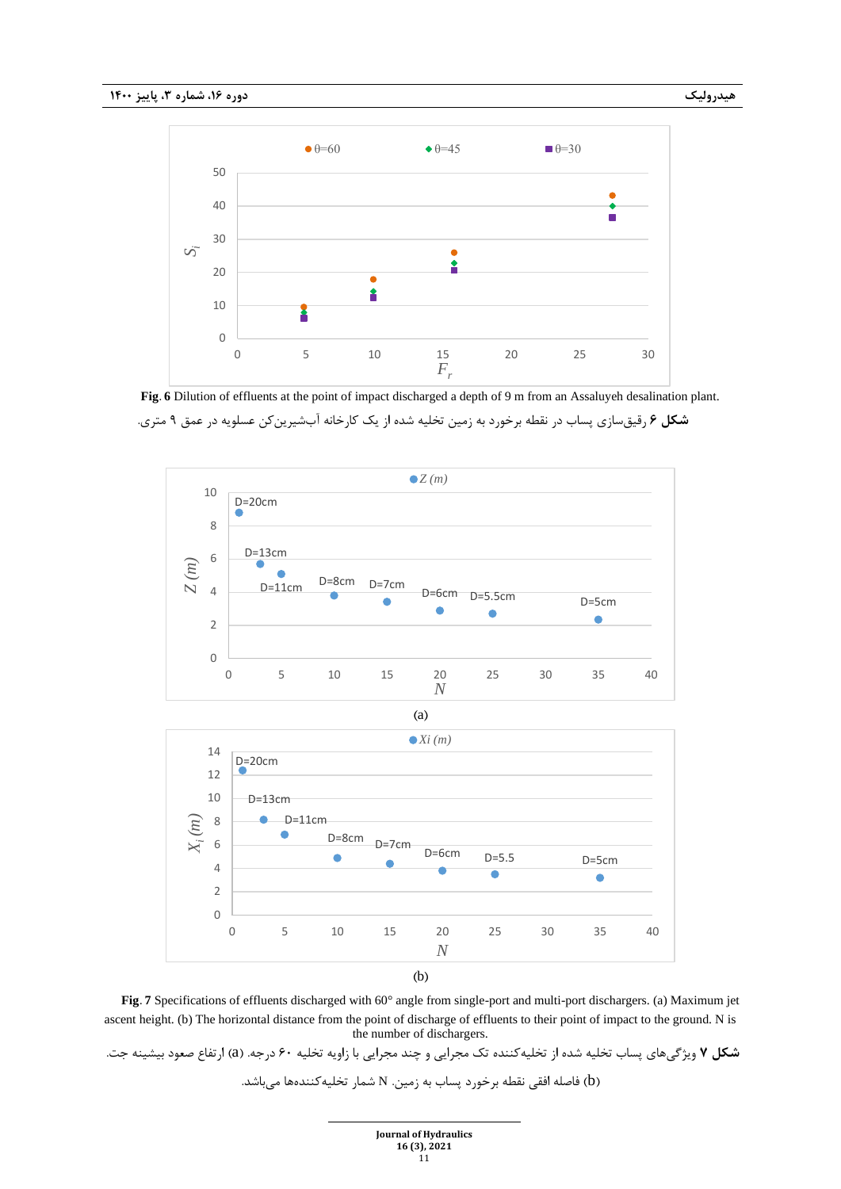**Fig**. **6** Dilution of effluents at the point of impact discharged a depth of 9 m from an Assaluyeh desalination plant.

**شکل ۶** رقیق‌سازی پساب در نقطه برخورد به زمین تخلیه شده از یک کارخانه آب‌شیرین‌کن عسلویه در عمق ۹ متری.

(a)

(b)

**Fig**. **7** Specifications of effluents discharged with 60° angle from single-port and multi-port dischargers. (a) Maximum jet ascent height. (b) The horizontal distance from the point of discharge of effluents to their point of impact to the ground. N is the number of dischargers.

**شکل ۷** ویژگی‌های پساب تخلیه شده از تخلیه‌کننده تک مجرایی و چند مجرایی با زاویه تخلیه ۶۰ درجه. (a) ارتفاع صعود بیشینه جت. (b) فاصله افقی نقطه برخورد پساب به زمین. N شمار تخلیه‌کننده‌ها می‌باشد.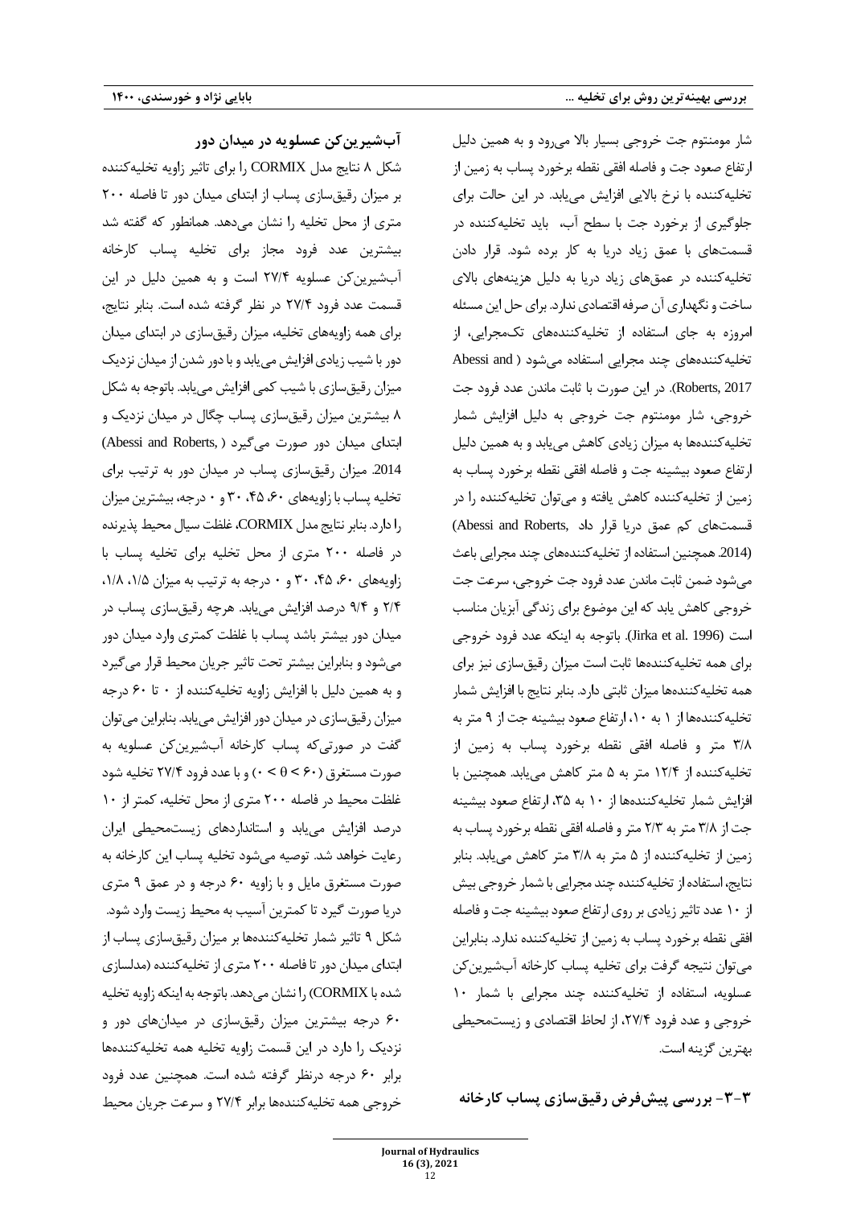شار مومنتوم جت خروجی بسیار بالا می‌رود و به همین دلیل ارتفاع صعود جت و فاصله افقی نقطه برخورد پساب به زمین از تخلیه‌کننده با نرخ بالایی افزایش می‌یابد. در این حالت برای جلوگیری از برخورد جت با سطح آب، باید تخلیه‌کننده در قسمت‌های با عمق زیاد دریا به کار برده شود. قرار دادن تخلیه‌کننده در عمق‌های زیاد دریا به دلیل هزینه‌های بالای ساخت و نگهداری آن صرفه اقتصادی ندارد. برای حل این مسئله امروزه به جای استفاده از تخلیه‌کننده‌های تک‌مجرایی، از تخلیه‌کننده‌های چند مجرایی استفاده می‌شود (Abessi and Roberts, 2017). در این صورت با ثابت ماندن عدد فرود جت خروجی، شار مومنتوم جت خروجی به دلیل افزایش شمار تخلیه‌کننده‌ها به میزان زیادی کاهش می‌یابد و به همین دلیل ارتفاع صعود بیشینه جت و فاصله افقی نقطه برخورد پساب به زمین از تخلیه‌کننده کاهش یافته و می‌توان تخلیه‌کننده را در قسمت‌های کم عمق دریا قرار داد (Abessi and Roberts, 2014). همچنین استفاده از تخلیه‌کننده‌های چند مجرایی باعث می‌شود ضمن ثابت ماندن عدد فرود جت خروجی، سرعت جت خروجی کاهش یابد که این موضوع برای زندگی آبزیان مناسب است (Jirka et al. 1996). باتوجه به اینکه عدد فرود خروجی برای همه تخلیه‌کننده‌ها ثابت است میزان رقیق‌سازی نیز برای همه تخلیه‌کننده‌ها میزان ثابتی دارد. بنابر نتایج با افزایش شمار تخلیه‌کننده‌ها از ۱ به ۱۰، ارتفاع صعود بیشینه جت از ۹ متر به ۳/۸ متر و فاصله افقی نقطه برخورد پساب به زمین از تخلیه‌کننده از ۱۲/۴ متر به ۵ متر کاهش می‌یابد. همچنین با افزایش شمار تخلیه‌کننده‌ها از ۱۰ به ۳۵، ارتفاع صعود بیشینه جت از ۳/۸ متر به ۲/۳ متر و فاصله افقی نقطه برخورد پساب به زمین از تخلیه‌کننده از ۵ متر به ۳/۸ متر کاهش می‌یابد. بنابر نتایج، استفاده از تخلیه‌کننده چند مجرایی با شمار خروجی بیش از ۱۰ عدد تاثیر زیادی بر روی ارتفاع صعود بیشینه جت و فاصله افقی نقطه برخورد پساب به زمین از تخلیه‌کننده ندارد. بنابراین می‌توان نتیجه گرفت برای تخلیه پساب کارخانه آب‌شیرین‌کن عسلویه، استفاده از تخلیه‌کننده چند مجرایی با شمار ۱۰ خروجی و عدد فرود ۲۷/۴، از لحاظ اقتصادی و زیست‌محیطی بهترین گزینه است.

## ۳-۳- بررسی پیش‌فرض رقیق‌سازی پساب کارخانه

### آب‌شیرین‌کن عسلویه در میدان دور

شکل ۸ نتایج مدل CORMIX را برای تاثیر زاویه تخلیه‌کننده بر میزان رقیق‌سازی پساب از ابتدای میدان دور تا فاصله ۲۰۰ متری از محل تخلیه را نشان می‌دهد. همانطور که گفته شد بیشترین عدد فرود مجاز برای تخلیه پساب کارخانه آب‌شیرین‌کن عسلویه ۲۷/۴ است و به همین دلیل در این قسمت عدد فرود ۲۷/۴ در نظر گرفته شده است. بنابر نتایج، برای همه زاویه‌های تخلیه، میزان رقیق‌سازی در ابتدای میدان دور با شیب زیادی افزایش می‌یابد و با دور شدن از میدان نزدیک میزان رقیق‌سازی با شیب کمی افزایش می‌یابد. باتوجه به شکل ۸ بیشترین میزان رقیق‌سازی پساب چگال در میدان نزدیک و ابتدای میدان دور صورت می‌گیرد (Abessi and Roberts, 2014). میزان رقیق‌سازی پساب در میدان دور به ترتیب برای تخلیه پساب با زاویه‌های ۶۰، ۴۵، ۳۰ و ۰ درجه، بیشترین میزان را دارد. بنابر نتایج مدل CORMIX، غلظت سیال محیط پذیرنده در فاصله ۲۰۰ متری از محل تخلیه برای تخلیه پساب با زاویه‌های ۶۰، ۴۵، ۳۰ و ۰ درجه به ترتیب به میزان ۱/۵، ۱/۸، ۲/۴ و ۹/۴ درصد افزایش می‌یابد. هرچه رقیق‌سازی پساب در میدان دور بیشتر باشد پساب با غلظت کمتری وارد میدان دور می‌شود و بنابراین بیشتر تحت تاثیر جریان محیط قرار می‌گیرد و به همین دلیل با افزایش زاویه تخلیه‌کننده از ۰ تا ۶۰ درجه میزان رقیق‌سازی در میدان دور افزایش می‌یابد. بنابراین می‌توان گفت در صورتی‌که پساب کارخانه آب‌شیرین‌کن عسلویه به صورت مستغرق ($60 > \theta > 0$) و با عدد فرود ۲۷/۴ تخلیه شود غلظت محیط در فاصله ۲۰۰ متری از محل تخلیه، کمتر از ۱۰ درصد افزایش می‌یابد و استانداردهای زیست‌محیطی ایران رعایت خواهد شد. توصیه می‌شود تخلیه پساب این کارخانه به صورت مستغرق مایل و با زاویه ۶۰ درجه و در عمق ۹ متری دریا صورت گیرد تا کمترین آسیب به محیط زیست وارد شود.

شکل ۹ تاثیر شمار تخلیه‌کننده‌ها بر میزان رقیق‌سازی پساب از ابتدای میدان دور تا فاصله ۲۰۰ متری از تخلیه‌کننده (مدلسازی شده با CORMIX) را نشان می‌دهد. باتوجه به اینکه زاویه تخلیه ۶۰ درجه بیشترین میزان رقیق‌سازی در میدان‌های دور و نزدیک را دارد در این قسمت زاویه تخلیه همه تخلیه‌کننده‌ها برابر ۶۰ درجه درنظر گرفته شده است. همچنین عدد فرود خروجی همه تخلیه‌کننده‌ها برابر ۲۷/۴ و سرعت جریان محیط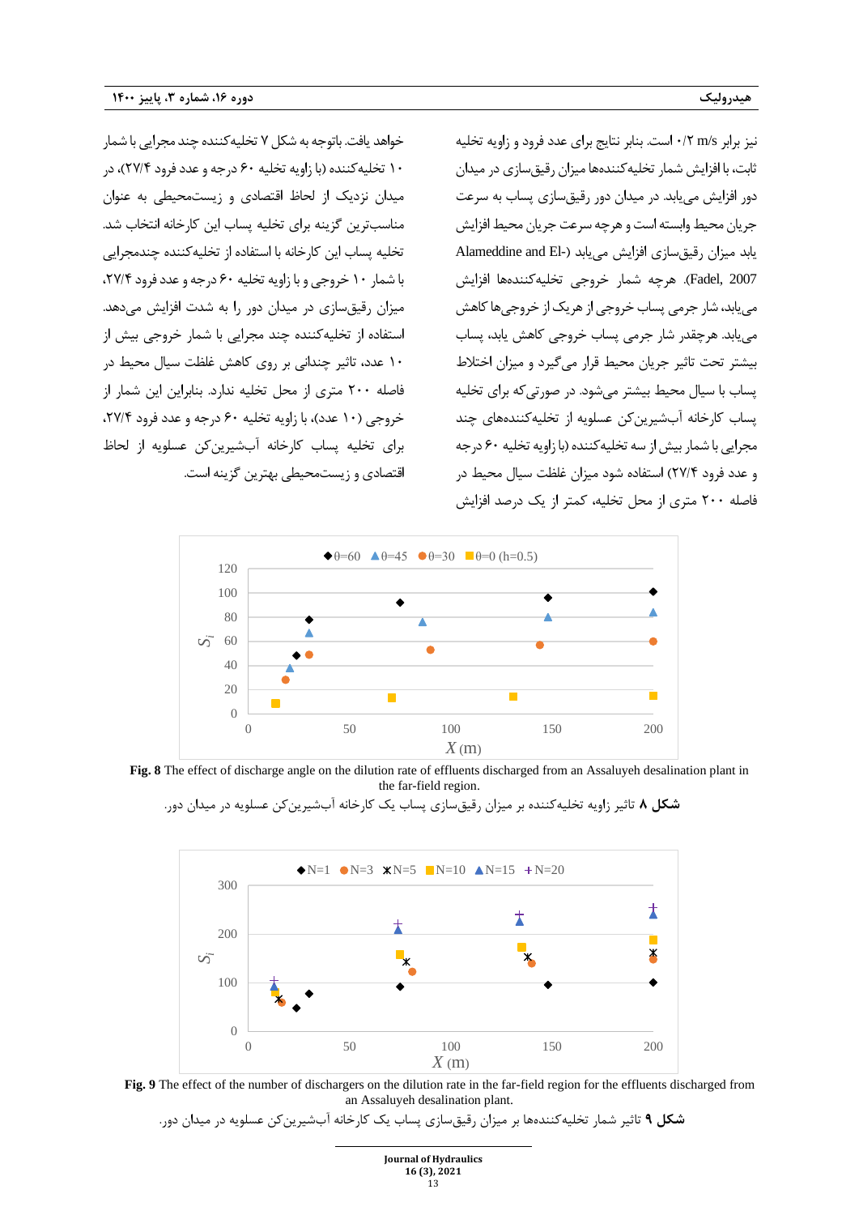نیز برابر ۰/۲ m/s است. بنابر نتایج برای عدد فرود و زاویه تخلیه ثابت، با افزایش شمار تخلیه‌کننده‌ها میزان رقیق‌سازی در میدان دور افزایش می‌یابد. در میدان دور رقیق‌سازی پساب به سرعت جریان محیط وابسته است و هرچه سرعت جریان محیط افزایش یابد میزان رقیق‌سازی افزایش می‌یابد (Alameddine and El-Fadel, 2007). هرچه شمار خروجی تخلیه‌کننده‌ها افزایش می‌یابد، شار جرمی پساب خروجی از هریک از خروجی‌ها کاهش می‌یابد. هرچقدر شار جرمی پساب خروجی کاهش یابد، پساب بیشتر تحت تاثیر جریان محیط قرار می‌گیرد و میزان اختلاط پساب با سیال محیط بیشتر می‌شود. در صورتی‌که برای تخلیه پساب کارخانه آب‌شیرین‌کن عسلویه از تخلیه‌کننده‌های چند مجرایی با شمار بیش از سه تخلیه‌کننده (با زاویه تخلیه ۶۰ درجه و عدد فرود ۲۷/۴) استفاده شود میزان غلظت سیال محیط در فاصله ۲۰۰ متری از محل تخلیه، کمتر از یک درصد افزایش خواهد یافت. باتوجه به شکل ۷ تخلیه‌کننده چند مجرایی با شمار ۱۰ تخلیه‌کننده (با زاویه تخلیه ۶۰ درجه و عدد فرود ۲۷/۴)، در میدان نزدیک از لحاظ اقتصادی و زیست‌محیطی به عنوان مناسب‌ترین گزینه برای تخلیه پساب این کارخانه انتخاب شد. تخلیه پساب این کارخانه با استفاده از تخلیه‌کننده چندمجرایی با شمار ۱۰ خروجی و با زاویه تخلیه ۶۰ درجه و عدد فرود ۲۷/۴، میزان رقیق‌سازی در میدان دور را به شدت افزایش می‌دهد. استفاده از تخلیه‌کننده چند مجرایی با شمار خروجی بیش از ۱۰ عدد، تاثیر چندانی بر روی کاهش غلظت سیال محیط در فاصله ۲۰۰ متری از محل تخلیه ندارد. بنابراین این شمار از خروجی (۱۰ عدد)، با زاویه تخلیه ۶۰ درجه و عدد فرود ۲۷/۴، برای تخلیه پساب کارخانه آب‌شیرین‌کن عسلویه از لحاظ اقتصادی و زیست‌محیطی بهترین گزینه است.

**Fig. 8** The effect of discharge angle on the dilution rate of effluents discharged from an Assaluyeh desalination plant in the far-field region.

**شکل ۸** تاثیر زاویه تخلیه‌کننده بر میزان رقیق‌سازی پساب یک کارخانه آب‌شیرین‌کن عسلویه در میدان دور.

**Fig. 9** The effect of the number of dischargers on the dilution rate in the far-field region for the effluents discharged from an Assaluyeh desalination plant.

**شکل ۹** تاثیر شمار تخلیه‌کننده‌ها بر میزان رقیق‌سازی پساب یک کارخانه آب‌شیرین‌کن عسلویه در میدان دور.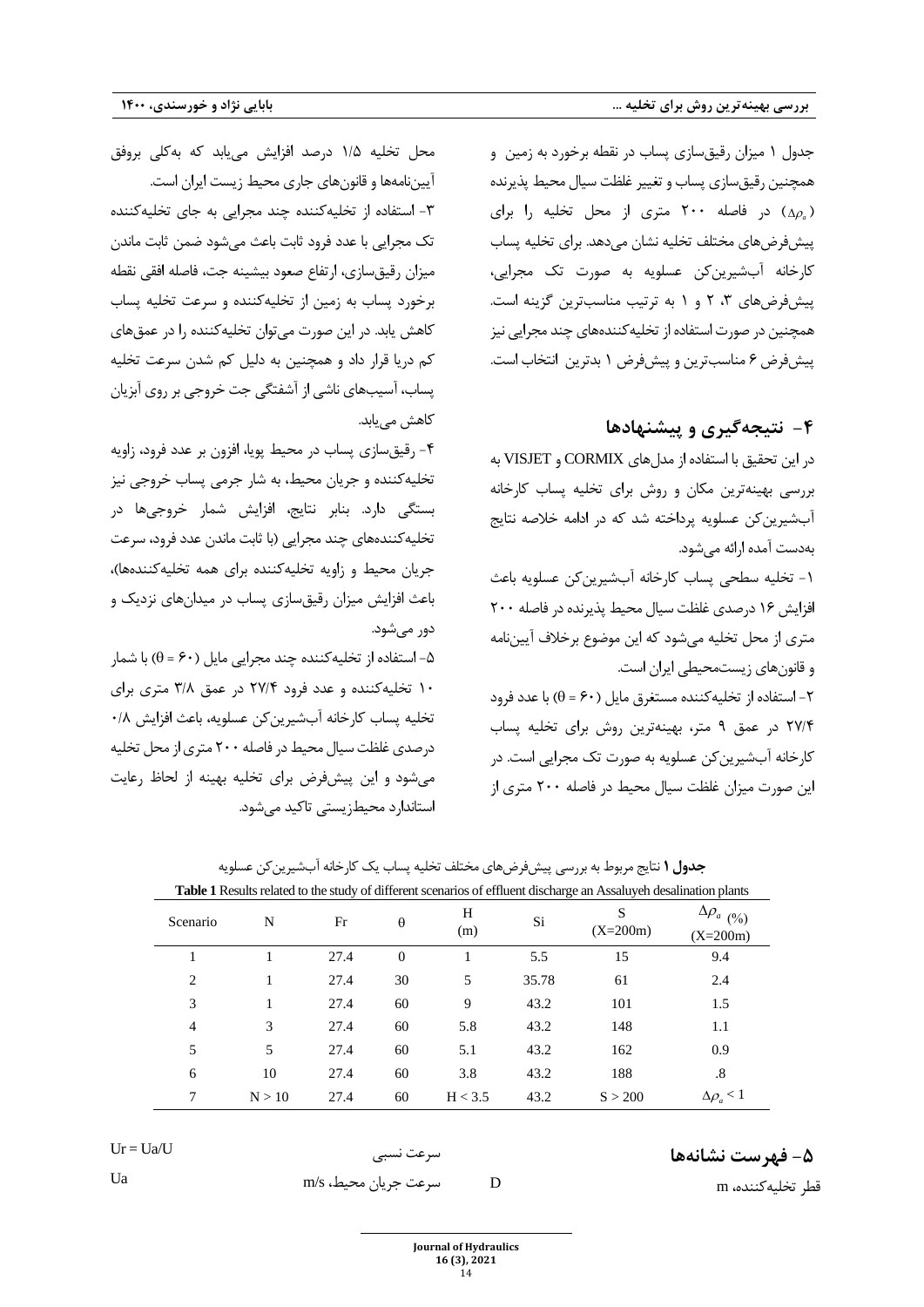جدول ۱ میزان رقیق‌سازی پساب در نقطه برخورد به زمین و همچنین رقیق‌سازی پساب و تغییر غلظت سیال محیط پذیرنده ($\Delta\rho_a$) در فاصله ۲۰۰ متری از محل تخلیه را برای پیش‌فرض‌های مختلف تخلیه نشان می‌دهد. برای تخلیه پساب کارخانه آب‌شیرین‌کن عسلویه به صورت تک مجرایی، پیش‌فرض‌های ۳، ۲ و ۱ به ترتیب مناسب‌ترین گزینه است. همچنین در صورت استفاده از تخلیه‌کننده‌های چند مجرایی نیز پیش‌فرض ۶ مناسب‌ترین و پیش‌فرض ۱ بدترین انتخاب است.

## ۴- نتیجه‌گیری و پیشنهادها

در این تحقیق با استفاده از مدل‌های CORMIX و VISJET به بررسی بهینه‌ترین مکان و روش برای تخلیه پساب کارخانه آب‌شیرین‌کن عسلویه پرداخته شد که در ادامه خلاصه نتایج به‌دست آمده ارائه می‌شود.

۱- تخلیه سطحی پساب کارخانه آب‌شیرین‌کن عسلویه باعث افزایش ۱۶ درصدی غلظت سیال محیط پذیرنده در فاصله ۲۰۰ متری از محل تخلیه می‌شود که این موضوع برخلاف آیین‌نامه و قانون‌های زیست‌محیطی ایران است.

۲- استفاده از تخلیه‌کننده مستغرق مایل ($\theta = 60$) با عدد فرود ۲۷/۴ در عمق ۹ متر، بهینه‌ترین روش برای تخلیه پساب کارخانه آب‌شیرین‌کن عسلویه به صورت تک مجرایی است. در این صورت میزان غلظت سیال محیط در فاصله ۲۰۰ متری از محل تخلیه ۱/۵ درصد افزایش می‌یابد که به‌کلی بروفق آیین‌نامه‌ها و قانون‌های جاری محیط زیست ایران است.

۳- استفاده از تخلیه‌کننده چند مجرایی به جای تخلیه‌کننده تک مجرایی با عدد فرود ثابت باعث می‌شود ضمن ثابت ماندن میزان رقیق‌سازی، ارتفاع صعود بیشینه جت، فاصله افقی نقطه برخورد پساب به زمین از تخلیه‌کننده و سرعت تخلیه پساب کاهش یابد. در این صورت می‌توان تخلیه‌کننده را در عمق‌های کم دریا قرار داد و همچنین به دلیل کم شدن سرعت تخلیه پساب، آسیب‌های ناشی از آشفتگی جت خروجی بر روی آبزیان کاهش می‌یابد.

۴- رقیق‌سازی پساب در محیط پویا، افزون بر عدد فرود، زاویه تخلیه‌کننده و جریان محیط، به شار جرمی پساب خروجی نیز بستگی دارد. بنابر نتایج، افزایش شمار خروجی‌ها در تخلیه‌کننده‌های چند مجرایی (با ثابت ماندن عدد فرود، سرعت جریان محیط و زاویه تخلیه‌کننده برای همه تخلیه‌کننده‌ها)، باعث افزایش میزان رقیق‌سازی پساب در میدان‌های نزدیک و دور می‌شود.

۵- استفاده از تخلیه‌کننده چند مجرایی مایل ($\theta = 60$) با شمار ۱۰ تخلیه‌کننده و عدد فرود ۲۷/۴ در عمق ۳/۸ متری برای تخلیه پساب کارخانه آب‌شیرین‌کن عسلویه، باعث افزایش ۰/۸ درصدی غلظت سیال محیط در فاصله ۲۰۰ متری از محل تخلیه می‌شود و این پیش‌فرض برای تخلیه بهینه از لحاظ رعایت استاندارد محیط‌زیستی تاکید می‌شود.

**جدول ۱** نتایج مربوط به بررسی پیش‌فرض‌های مختلف تخلیه پساب یک کارخانه آب‌شیرین‌کن عسلویه

**Table 1** Results related to the study of different scenarios of effluent discharge an Assaluyeh desalination plants

| Scenario | N | Fr | θ | H (m) | Si | S (X=200m) | $\Delta\rho_a$ (%) (X=200m) |
|---|---|---|---|---|---|---|---|
| 1 | 1 | 27.4 | 0 | 1 | 5.5 | 15 | 9.4 |
| 2 | 1 | 27.4 | 30 | 5 | 35.78 | 61 | 2.4 |
| 3 | 1 | 27.4 | 60 | 9 | 43.2 | 101 | 1.5 |
| 4 | 3 | 27.4 | 60 | 5.8 | 43.2 | 148 | 1.1 |
| 5 | 5 | 27.4 | 60 | 5.1 | 43.2 | 162 | 0.9 |
| 6 | 10 | 27.4 | 60 | 3.8 | 43.2 | 188 | .8 |
| 7 | N > 10 | 27.4 | 60 | H < 3.5 | 43.2 | S > 200 | $\Delta\rho_a < 1$ |

## ۵- فهرست نشانه‌ها

| | | | |
|---|---|---|---|
| D | قطر تخلیه‌کننده، m | Ur = Ua/U | سرعت نسبی |
| | | Ua | سرعت جریان محیط، m/s |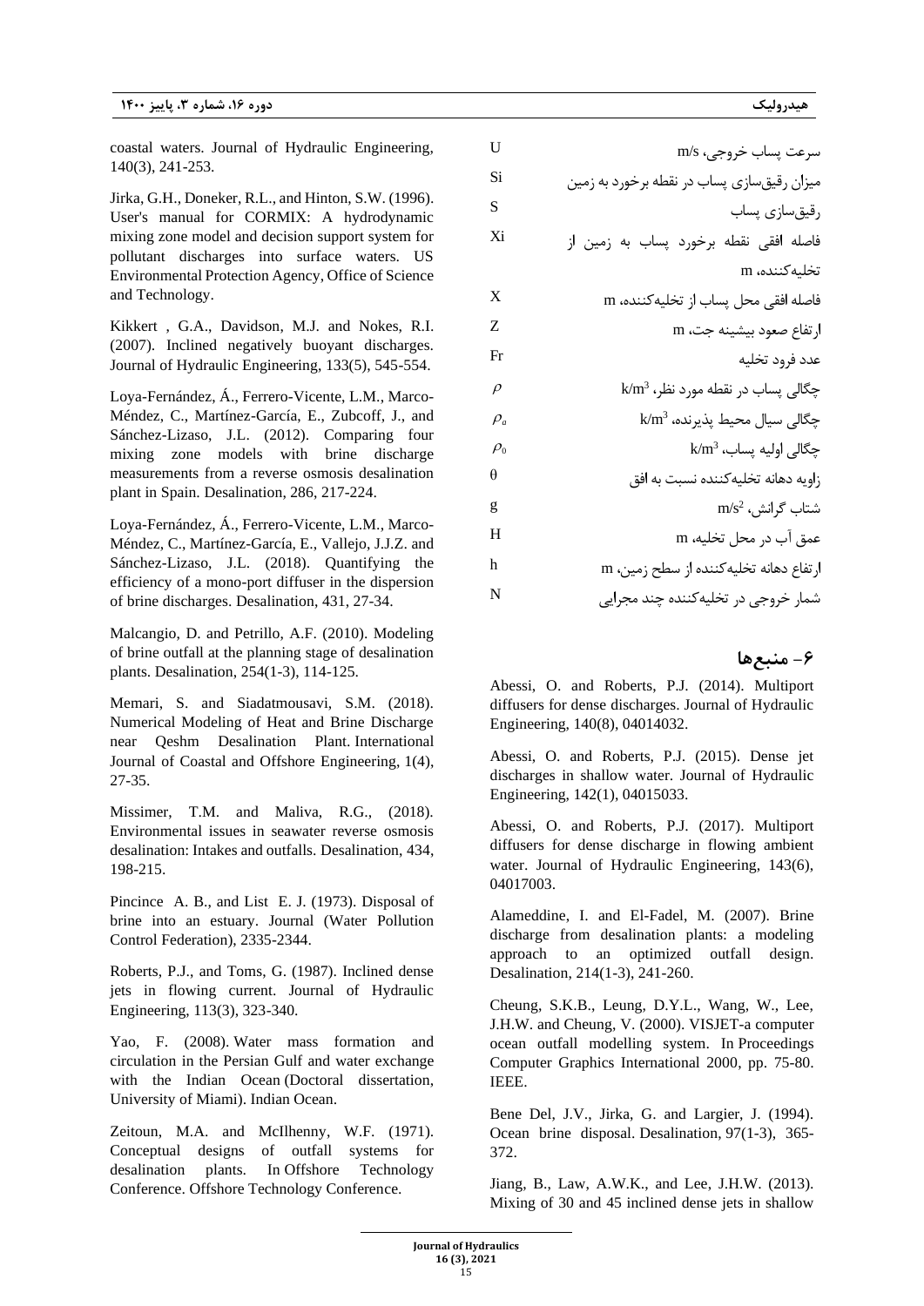| | |
|---|---|
| $U$ | سرعت پساب خروجی، m/s |
| $Si$ | میزان رقیق‌سازی پساب در نقطه برخورد به زمین |
| $S$ | رقیق‌سازی پساب |
| $Xi$ | فاصله افقی نقطه برخورد پساب به زمین از تخلیه‌کننده، m |
| $X$ | فاصله افقی محل پساب از تخلیه‌کننده، m |
| $Z$ | ارتفاع صعود بیشینه جت، m |
| $Fr$ | عدد فرود تخلیه |
| $\rho$ | چگالی پساب در نقطه مورد نظر، $k/m^3$ |
| $\rho_a$ | چگالی سیال محیط پذیرنده، $k/m^3$ |
| $\rho_0$ | چگالی اولیه پساب، $k/m^3$ |
| $\theta$ | زاویه دهانه تخلیه‌کننده نسبت به افق |
| $g$ | شتاب گرانش، $m/s^2$ |
| $H$ | عمق آب در محل تخلیه، m |
| $h$ | ارتفاع دهانه تخلیه‌کننده از سطح زمین، m |
| $N$ | شمار خروجی در تخلیه‌کننده چند مجرایی |

## ۶- منبع‌ها

Abessi, O. and Roberts, P.J. (2014). Multiport diffusers for dense discharges. Journal of Hydraulic Engineering, 140(8), 04014032.

Abessi, O. and Roberts, P.J. (2015). Dense jet discharges in shallow water. Journal of Hydraulic Engineering, 142(1), 04015033.

Abessi, O. and Roberts, P.J. (2017). Multiport diffusers for dense discharge in flowing ambient water. Journal of Hydraulic Engineering, 143(6), 04017003.

Alameddine, I. and El-Fadel, M. (2007). Brine discharge from desalination plants: a modeling approach to an optimized outfall design. Desalination, 214(1-3), 241-260.

Cheung, S.K.B., Leung, D.Y.L., Wang, W., Lee, J.H.W. and Cheung, V. (2000). VISJET-a computer ocean outfall modelling system. In Proceedings Computer Graphics International 2000, pp. 75-80. IEEE.

Bene Del, J.V., Jirka, G. and Largier, J. (1994). Ocean brine disposal. Desalination, 97(1-3), 365-372.

Jiang, B., Law, A.W.K., and Lee, J.H.W. (2013). Mixing of 30 and 45 inclined dense jets in shallow coastal waters. Journal of Hydraulic Engineering, 140(3), 241-253.

Jirka, G.H., Doneker, R.L., and Hinton, S.W. (1996). User's manual for CORMIX: A hydrodynamic mixing zone model and decision support system for pollutant discharges into surface waters. US Environmental Protection Agency, Office of Science and Technology.

Kikkert , G.A., Davidson, M.J. and Nokes, R.I. (2007). Inclined negatively buoyant discharges. Journal of Hydraulic Engineering, 133(5), 545-554.

Loya-Fernández, Á., Ferrero-Vicente, L.M., Marco-Méndez, C., Martínez-García, E., Zubcoff, J., and Sánchez-Lizaso, J.L. (2012). Comparing four mixing zone models with brine discharge measurements from a reverse osmosis desalination plant in Spain. Desalination, 286, 217-224.

Loya-Fernández, Á., Ferrero-Vicente, L.M., Marco-Méndez, C., Martínez-García, E., Vallejo, J.J.Z. and Sánchez-Lizaso, J.L. (2018). Quantifying the efficiency of a mono-port diffuser in the dispersion of brine discharges. Desalination, 431, 27-34.

Malcangio, D. and Petrillo, A.F. (2010). Modeling of brine outfall at the planning stage of desalination plants. Desalination, 254(1-3), 114-125.

Memari, S. and Siadatmousavi, S.M. (2018). Numerical Modeling of Heat and Brine Discharge near Qeshm Desalination Plant. International Journal of Coastal and Offshore Engineering, 1(4), 27-35.

Missimer, T.M. and Maliva, R.G., (2018). Environmental issues in seawater reverse osmosis desalination: Intakes and outfalls. Desalination, 434, 198-215.

Pincince A. B., and List E. J. (1973). Disposal of brine into an estuary. Journal (Water Pollution Control Federation), 2335-2344.

Roberts, P.J., and Toms, G. (1987). Inclined dense jets in flowing current. Journal of Hydraulic Engineering, 113(3), 323-340.

Yao, F. (2008). Water mass formation and circulation in the Persian Gulf and water exchange with the Indian Ocean (Doctoral dissertation, University of Miami). Indian Ocean.

Zeitoun, M.A. and McIlhenny, W.F. (1971). Conceptual designs of outfall systems for desalination plants. In Offshore Technology Conference. Offshore Technology Conference.